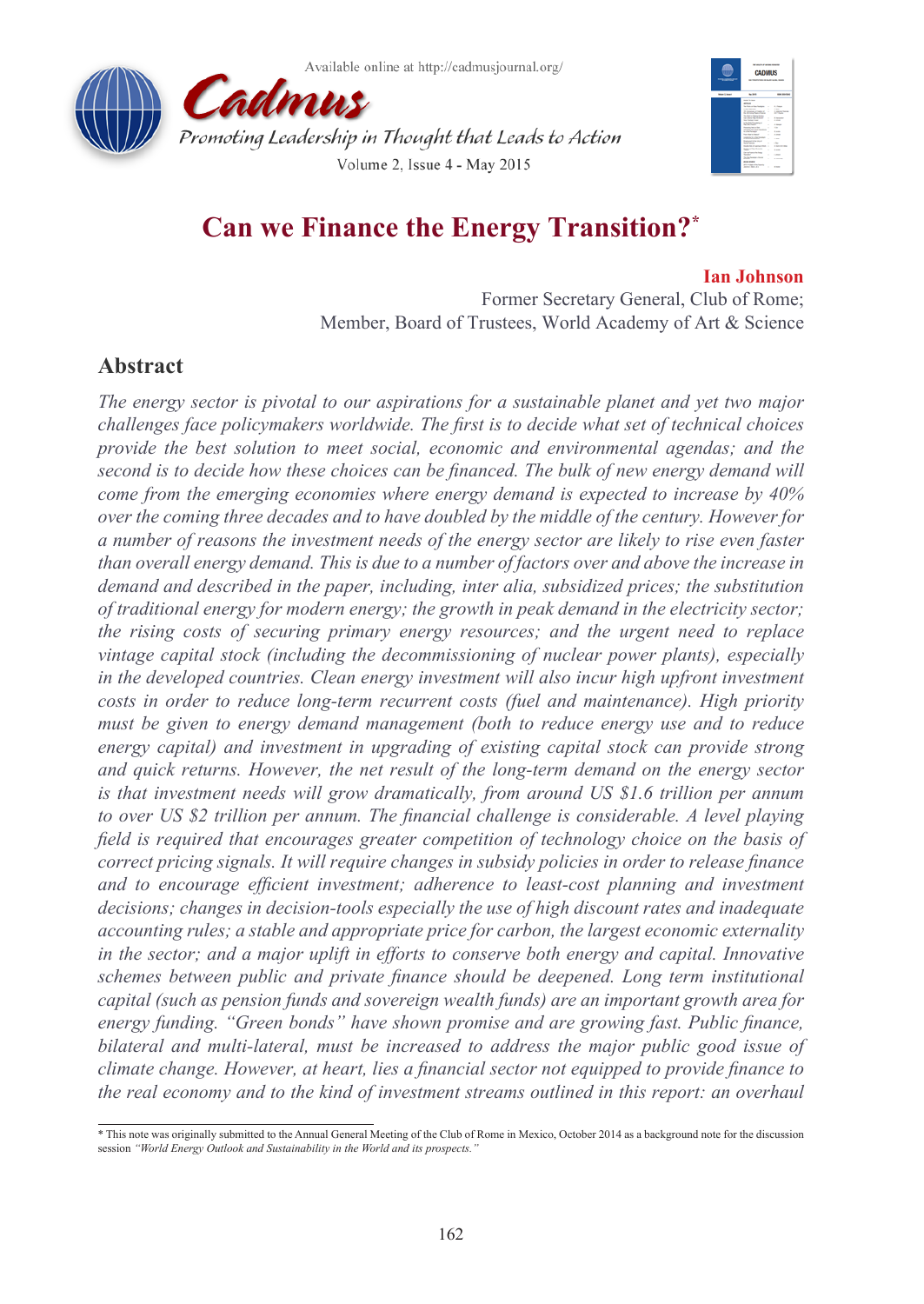# Can we Finance the Energy Transition?*

**Ian Johnson**
Former Secretary General, Club of Rome;
Member, Board of Trustees, World Academy of Art & Science

## Abstract

*The energy sector is pivotal to our aspirations for a sustainable planet and yet two major challenges face policymakers worldwide. The first is to decide what set of technical choices provide the best solution to meet social, economic and environmental agendas; and the second is to decide how these choices can be financed. The bulk of new energy demand will come from the emerging economies where energy demand is expected to increase by 40% over the coming three decades and to have doubled by the middle of the century. However for a number of reasons the investment needs of the energy sector are likely to rise even faster than overall energy demand. This is due to a number of factors over and above the increase in demand and described in the paper, including, inter alia, subsidized prices; the substitution of traditional energy for modern energy; the growth in peak demand in the electricity sector; the rising costs of securing primary energy resources; and the urgent need to replace vintage capital stock (including the decommissioning of nuclear power plants), especially in the developed countries. Clean energy investment will also incur high upfront investment costs in order to reduce long-term recurrent costs (fuel and maintenance). High priority must be given to energy demand management (both to reduce energy use and to reduce energy capital) and investment in upgrading of existing capital stock can provide strong and quick returns. However, the net result of the long-term demand on the energy sector is that investment needs will grow dramatically, from around US $1.6 trillion per annum to over US $2 trillion per annum. The financial challenge is considerable. A level playing field is required that encourages greater competition of technology choice on the basis of correct pricing signals. It will require changes in subsidy policies in order to release finance and to encourage efficient investment; adherence to least-cost planning and investment decisions; changes in decision-tools especially the use of high discount rates and inadequate accounting rules; a stable and appropriate price for carbon, the largest economic externality in the sector; and a major uplift in efforts to conserve both energy and capital. Innovative schemes between public and private finance should be deepened. Long term institutional capital (such as pension funds and sovereign wealth funds) are an important growth area for energy funding. "Green bonds" have shown promise and are growing fast. Public finance, bilateral and multi-lateral, must be increased to address the major public good issue of climate change. However, at heart, lies a financial sector not equipped to provide finance to the real economy and to the kind of investment streams outlined in this report: an overhaul*

---

\* This note was originally submitted to the Annual General Meeting of the Club of Rome in Mexico, October 2014 as a background note for the discussion session *"World Energy Outlook and Sustainability in the World and its prospects."*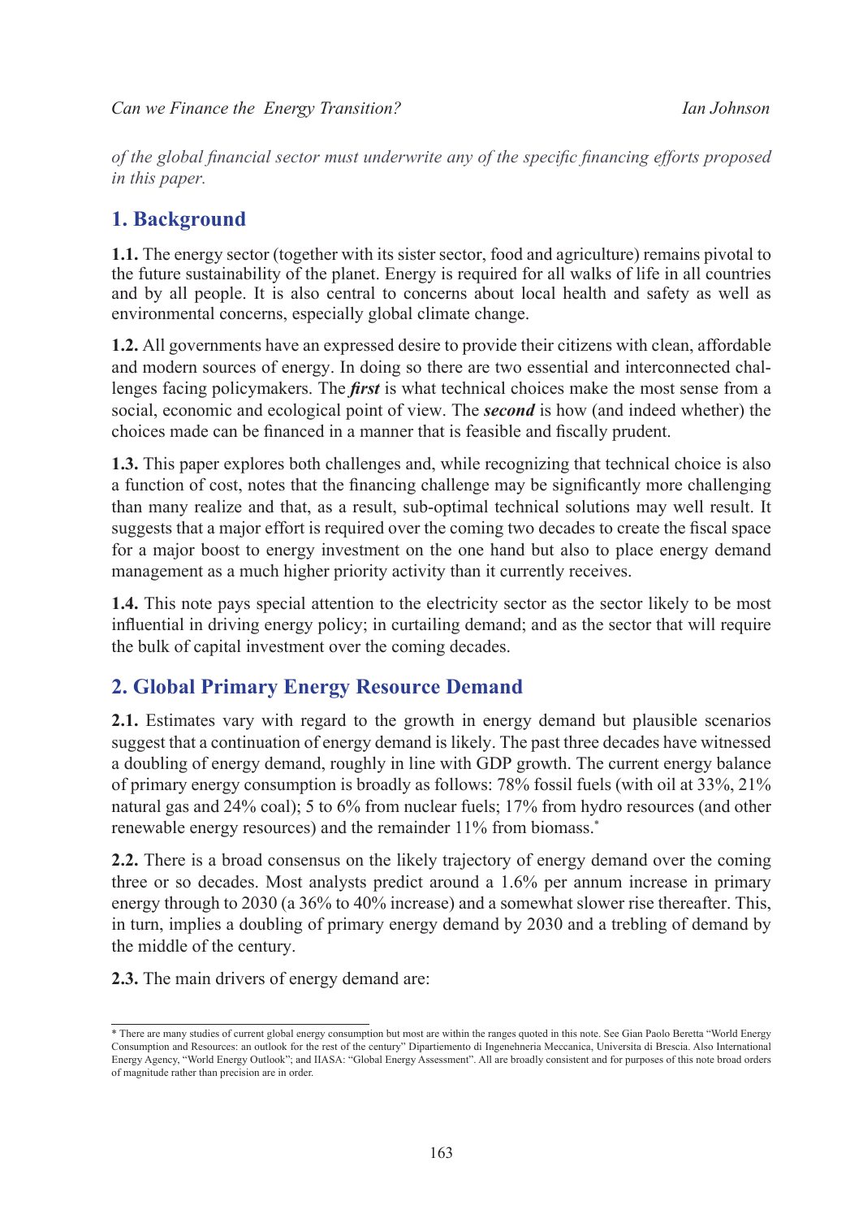*of the global financial sector must underwrite any of the specific financing efforts proposed in this paper.*

## 1. Background

**1.1.** The energy sector (together with its sister sector, food and agriculture) remains pivotal to the future sustainability of the planet. Energy is required for all walks of life in all countries and by all people. It is also central to concerns about local health and safety as well as environmental concerns, especially global climate change.

**1.2.** All governments have an expressed desire to provide their citizens with clean, affordable and modern sources of energy. In doing so there are two essential and interconnected challenges facing policymakers. The ***first*** is what technical choices make the most sense from a social, economic and ecological point of view. The ***second*** is how (and indeed whether) the choices made can be financed in a manner that is feasible and fiscally prudent.

**1.3.** This paper explores both challenges and, while recognizing that technical choice is also a function of cost, notes that the financing challenge may be significantly more challenging than many realize and that, as a result, sub-optimal technical solutions may well result. It suggests that a major effort is required over the coming two decades to create the fiscal space for a major boost to energy investment on the one hand but also to place energy demand management as a much higher priority activity than it currently receives.

**1.4.** This note pays special attention to the electricity sector as the sector likely to be most influential in driving energy policy; in curtailing demand; and as the sector that will require the bulk of capital investment over the coming decades.

## 2. Global Primary Energy Resource Demand

**2.1.** Estimates vary with regard to the growth in energy demand but plausible scenarios suggest that a continuation of energy demand is likely. The past three decades have witnessed a doubling of energy demand, roughly in line with GDP growth. The current energy balance of primary energy consumption is broadly as follows: 78% fossil fuels (with oil at 33%, 21% natural gas and 24% coal); 5 to 6% from nuclear fuels; 17% from hydro resources (and other renewable energy resources) and the remainder 11% from biomass.*

**2.2.** There is a broad consensus on the likely trajectory of energy demand over the coming three or so decades. Most analysts predict around a 1.6% per annum increase in primary energy through to 2030 (a 36% to 40% increase) and a somewhat slower rise thereafter. This, in turn, implies a doubling of primary energy demand by 2030 and a trebling of demand by the middle of the century.

**2.3.** The main drivers of energy demand are:

---

\* There are many studies of current global energy consumption but most are within the ranges quoted in this note. See Gian Paolo Beretta "World Energy Consumption and Resources: an outlook for the rest of the century" Dipartiemento di Ingenehneria Meccanica, Universita di Brescia. Also International Energy Agency, "World Energy Outlook"; and IIASA: "Global Energy Assessment". All are broadly consistent and for purposes of this note broad orders of magnitude rather than precision are in order.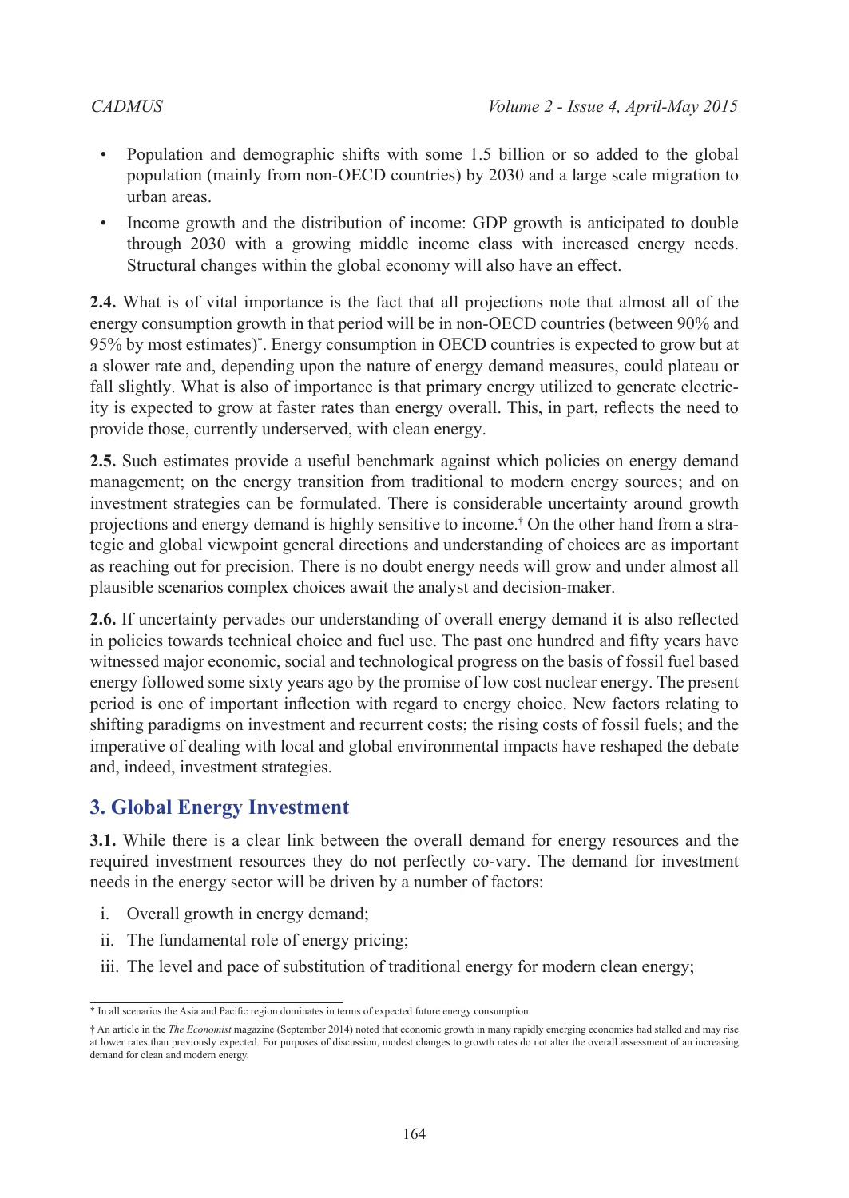- Population and demographic shifts with some 1.5 billion or so added to the global population (mainly from non-OECD countries) by 2030 and a large scale migration to urban areas.
- Income growth and the distribution of income: GDP growth is anticipated to double through 2030 with a growing middle income class with increased energy needs. Structural changes within the global economy will also have an effect.

**2.4.** What is of vital importance is the fact that all projections note that almost all of the energy consumption growth in that period will be in non-OECD countries (between 90% and 95% by most estimates)*. Energy consumption in OECD countries is expected to grow but at a slower rate and, depending upon the nature of energy demand measures, could plateau or fall slightly. What is also of importance is that primary energy utilized to generate electricity is expected to grow at faster rates than energy overall. This, in part, reflects the need to provide those, currently underserved, with clean energy.

**2.5.** Such estimates provide a useful benchmark against which policies on energy demand management; on the energy transition from traditional to modern energy sources; and on investment strategies can be formulated. There is considerable uncertainty around growth projections and energy demand is highly sensitive to income.† On the other hand from a strategic and global viewpoint general directions and understanding of choices are as important as reaching out for precision. There is no doubt energy needs will grow and under almost all plausible scenarios complex choices await the analyst and decision-maker.

**2.6.** If uncertainty pervades our understanding of overall energy demand it is also reflected in policies towards technical choice and fuel use. The past one hundred and fifty years have witnessed major economic, social and technological progress on the basis of fossil fuel based energy followed some sixty years ago by the promise of low cost nuclear energy. The present period is one of important inflection with regard to energy choice. New factors relating to shifting paradigms on investment and recurrent costs; the rising costs of fossil fuels; and the imperative of dealing with local and global environmental impacts have reshaped the debate and, indeed, investment strategies.

## 3. Global Energy Investment

**3.1.** While there is a clear link between the overall demand for energy resources and the required investment resources they do not perfectly co-vary. The demand for investment needs in the energy sector will be driven by a number of factors:

i. Overall growth in energy demand;
ii. The fundamental role of energy pricing;
iii. The level and pace of substitution of traditional energy for modern clean energy;

---

* In all scenarios the Asia and Pacific region dominates in terms of expected future energy consumption.

† An article in the *The Economist* magazine (September 2014) noted that economic growth in many rapidly emerging economies had stalled and may rise at lower rates than previously expected. For purposes of discussion, modest changes to growth rates do not alter the overall assessment of an increasing demand for clean and modern energy.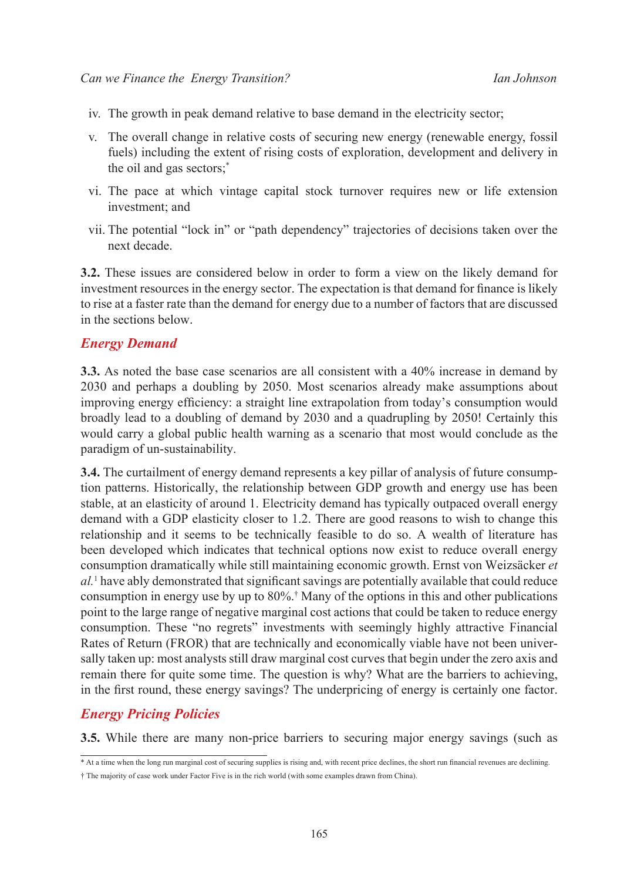iv. The growth in peak demand relative to base demand in the electricity sector;

v. The overall change in relative costs of securing new energy (renewable energy, fossil fuels) including the extent of rising costs of exploration, development and delivery in the oil and gas sectors;[*]

vi. The pace at which vintage capital stock turnover requires new or life extension investment; and

vii. The potential "lock in" or "path dependency" trajectories of decisions taken over the next decade.

**3.2.** These issues are considered below in order to form a view on the likely demand for investment resources in the energy sector. The expectation is that demand for finance is likely to rise at a faster rate than the demand for energy due to a number of factors that are discussed in the sections below.

## *Energy Demand*

**3.3.** As noted the base case scenarios are all consistent with a 40% increase in demand by 2030 and perhaps a doubling by 2050. Most scenarios already make assumptions about improving energy efficiency: a straight line extrapolation from today's consumption would broadly lead to a doubling of demand by 2030 and a quadrupling by 2050! Certainly this would carry a global public health warning as a scenario that most would conclude as the paradigm of un-sustainability.

**3.4.** The curtailment of energy demand represents a key pillar of analysis of future consumption patterns. Historically, the relationship between GDP growth and energy use has been stable, at an elasticity of around 1. Electricity demand has typically outpaced overall energy demand with a GDP elasticity closer to 1.2. There are good reasons to wish to change this relationship and it seems to be technically feasible to do so. A wealth of literature has been developed which indicates that technical options now exist to reduce overall energy consumption dramatically while still maintaining economic growth. Ernst von Weizsäcker *et al.*[1] have ably demonstrated that significant savings are potentially available that could reduce consumption in energy use by up to 80%.[†] Many of the options in this and other publications point to the large range of negative marginal cost actions that could be taken to reduce energy consumption. These "no regrets" investments with seemingly highly attractive Financial Rates of Return (FROR) that are technically and economically viable have not been universally taken up: most analysts still draw marginal cost curves that begin under the zero axis and remain there for quite some time. The question is why? What are the barriers to achieving, in the first round, these energy savings? The underpricing of energy is certainly one factor.

## *Energy Pricing Policies*

**3.5.** While there are many non-price barriers to securing major energy savings (such as

---

[*] At a time when the long run marginal cost of securing supplies is rising and, with recent price declines, the short run financial revenues are declining.

[†] The majority of case work under Factor Five is in the rich world (with some examples drawn from China).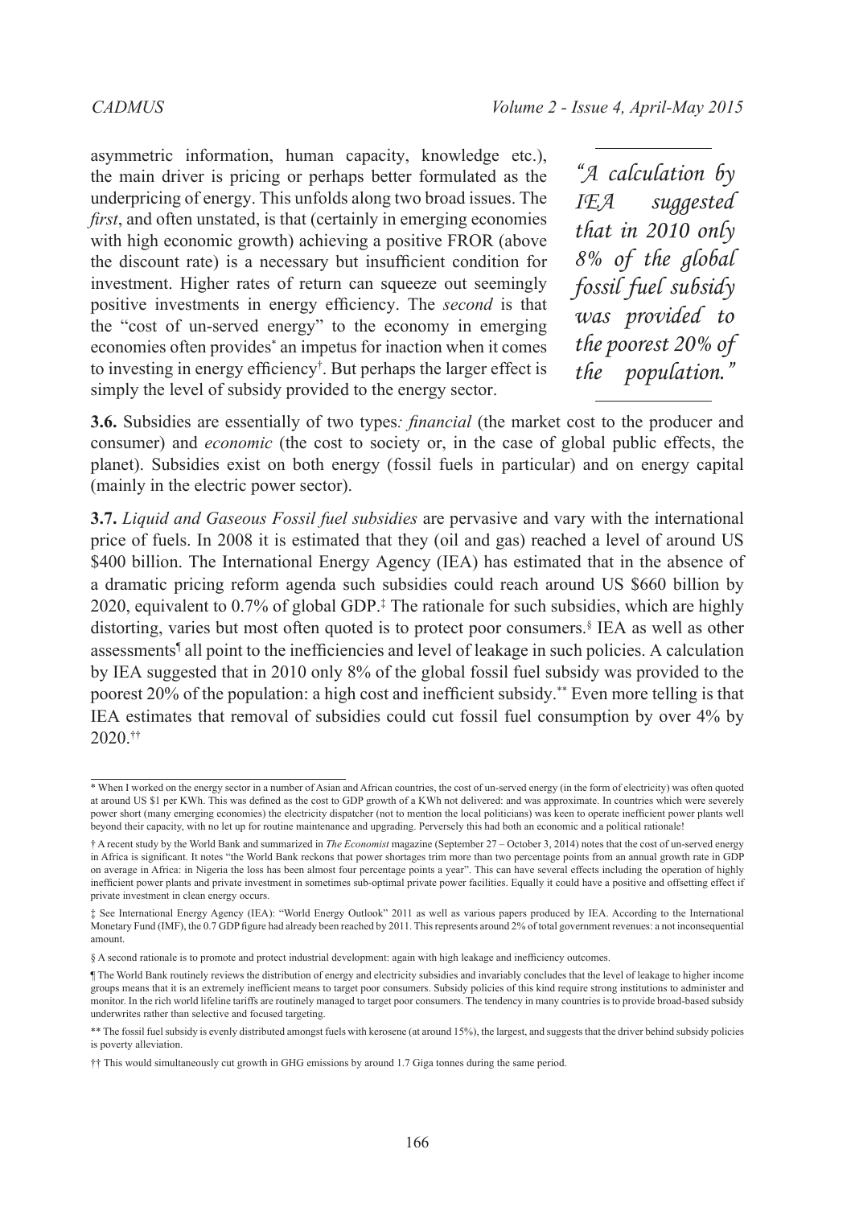asymmetric information, human capacity, knowledge etc.), the main driver is pricing or perhaps better formulated as the underpricing of energy. This unfolds along two broad issues. The *first*, and often unstated, is that (certainly in emerging economies with high economic growth) achieving a positive FROR (above the discount rate) is a necessary but insufficient condition for investment. Higher rates of return can squeeze out seemingly positive investments in energy efficiency. The *second* is that the "cost of un-served energy" to the economy in emerging economies often provides* an impetus for inaction when it comes to investing in energy efficiency†. But perhaps the larger effect is simply the level of subsidy provided to the energy sector.

> *"A calculation by IEA suggested that in 2010 only 8% of the global fossil fuel subsidy was provided to the poorest 20% of the population."*

**3.6.** Subsidies are essentially of two types*: financial* (the market cost to the producer and consumer) and *economic* (the cost to society or, in the case of global public effects, the planet). Subsidies exist on both energy (fossil fuels in particular) and on energy capital (mainly in the electric power sector).

**3.7.** *Liquid and Gaseous Fossil fuel subsidies* are pervasive and vary with the international price of fuels. In 2008 it is estimated that they (oil and gas) reached a level of around US $400 billion. The International Energy Agency (IEA) has estimated that in the absence of a dramatic pricing reform agenda such subsidies could reach around US $660 billion by 2020, equivalent to 0.7% of global GDP.‡ The rationale for such subsidies, which are highly distorting, varies but most often quoted is to protect poor consumers.§ IEA as well as other assessments¶ all point to the inefficiencies and level of leakage in such policies. A calculation by IEA suggested that in 2010 only 8% of the global fossil fuel subsidy was provided to the poorest 20% of the population: a high cost and inefficient subsidy.** Even more telling is that IEA estimates that removal of subsidies could cut fossil fuel consumption by over 4% by 2020.††

---

\* When I worked on the energy sector in a number of Asian and African countries, the cost of un-served energy (in the form of electricity) was often quoted at around US $1 per KWh. This was defined as the cost to GDP growth of a KWh not delivered: and was approximate. In countries which were severely power short (many emerging economies) the electricity dispatcher (not to mention the local politicians) was keen to operate inefficient power plants well beyond their capacity, with no let up for routine maintenance and upgrading. Perversely this had both an economic and a political rationale!

† A recent study by the World Bank and summarized in *The Economist* magazine (September 27 – October 3, 2014) notes that the cost of un-served energy in Africa is significant. It notes "the World Bank reckons that power shortages trim more than two percentage points from an annual growth rate in GDP on average in Africa: in Nigeria the loss has been almost four percentage points a year". This can have several effects including the operation of highly inefficient power plants and private investment in sometimes sub-optimal private power facilities. Equally it could have a positive and offsetting effect if private investment in clean energy occurs.

‡ See International Energy Agency (IEA): "World Energy Outlook" 2011 as well as various papers produced by IEA. According to the International Monetary Fund (IMF), the 0.7 GDP figure had already been reached by 2011. This represents around 2% of total government revenues: a not inconsequential amount.

§ A second rationale is to promote and protect industrial development: again with high leakage and inefficiency outcomes.

¶ The World Bank routinely reviews the distribution of energy and electricity subsidies and invariably concludes that the level of leakage to higher income groups means that it is an extremely inefficient means to target poor consumers. Subsidy policies of this kind require strong institutions to administer and monitor. In the rich world lifeline tariffs are routinely managed to target poor consumers. The tendency in many countries is to provide broad-based subsidy underwrites rather than selective and focused targeting.

** The fossil fuel subsidy is evenly distributed amongst fuels with kerosene (at around 15%), the largest, and suggests that the driver behind subsidy policies is poverty alleviation.

†† This would simultaneously cut growth in GHG emissions by around 1.7 Giga tonnes during the same period.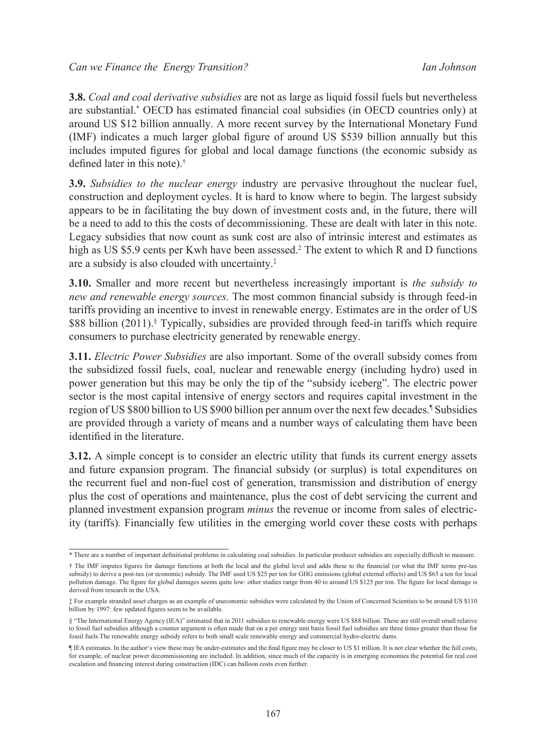**3.8.** *Coal and coal derivative subsidies* are not as large as liquid fossil fuels but nevertheless are substantial.* OECD has estimated financial coal subsidies (in OECD countries only) at around US $12 billion annually. A more recent survey by the International Monetary Fund (IMF) indicates a much larger global figure of around US $539 billion annually but this includes imputed figures for global and local damage functions (the economic subsidy as defined later in this note).†

**3.9.** *Subsidies to the nuclear energy* industry are pervasive throughout the nuclear fuel, construction and deployment cycles. It is hard to know where to begin. The largest subsidy appears to be in facilitating the buy down of investment costs and, in the future, there will be a need to add to this the costs of decommissioning. These are dealt with later in this note. Legacy subsidies that now count as sunk cost are also of intrinsic interest and estimates as high as US $5.9 cents per Kwh have been assessed.[2] The extent to which R and D functions are a subsidy is also clouded with uncertainty.‡

**3.10.** Smaller and more recent but nevertheless increasingly important is *the subsidy to new and renewable energy sources.* The most common financial subsidy is through feed-in tariffs providing an incentive to invest in renewable energy. Estimates are in the order of US $88 billion (2011).§ Typically, subsidies are provided through feed-in tariffs which require consumers to purchase electricity generated by renewable energy.

**3.11.** *Electric Power Subsidies* are also important. Some of the overall subsidy comes from the subsidized fossil fuels, coal, nuclear and renewable energy (including hydro) used in power generation but this may be only the tip of the "subsidy iceberg". The electric power sector is the most capital intensive of energy sectors and requires capital investment in the region of US $800 billion to US $900 billion per annum over the next few decades.¶ Subsidies are provided through a variety of means and a number ways of calculating them have been identified in the literature.

**3.12.** A simple concept is to consider an electric utility that funds its current energy assets and future expansion program. The financial subsidy (or surplus) is total expenditures on the recurrent fuel and non-fuel cost of generation, transmission and distribution of energy plus the cost of operations and maintenance, plus the cost of debt servicing the current and planned investment expansion program *minus* the revenue or income from sales of electricity (tariffs). Financially few utilities in the emerging world cover these costs with perhaps

---

* There are a number of important definitional problems in calculating coal subsidies. In particular producer subsidies are especially difficult to measure.

† The IMF imputes figures for damage functions at both the local and the global level and adds these to the financial (or what the IMF terms pre-tax subsidy) to derive a post-tax (or economic) subsidy. The IMF used US $25 per ton for GHG emissions (global external effects) and US $65 a ton for local pollution damage. The figure for global damages seems quite low: other studies range from 40 to around US $125 per ton. The figure for local damage is derived from research in the USA.

‡ For example stranded asset charges as an example of uneconomic subsidies were calculated by the Union of Concerned Scientists to be around US $110 billion by 1997: few updated figures seem to be available.

§ "The International Energy Agency (IEA)" estimated that in 2011 subsidies to renewable energy were US $88 billion. These are still overall small relative to fossil fuel subsidies although a counter argument is often made that on a per energy unit basis fossil fuel subsidies are three times greater than those for fossil fuels.The renewable energy subsidy refers to both small scale renewable energy and commercial hydro-electric dams.

¶ IEA estimates. In the author's view these may be under-estimates and the final figure may be closer to US $1 trillion. It is not clear whether the full costs, for example, of nuclear power decommissioning are included. In addition, since much of the capacity is in emerging economies the potential for real cost escalation and financing interest during construction (IDC) can balloon costs even further.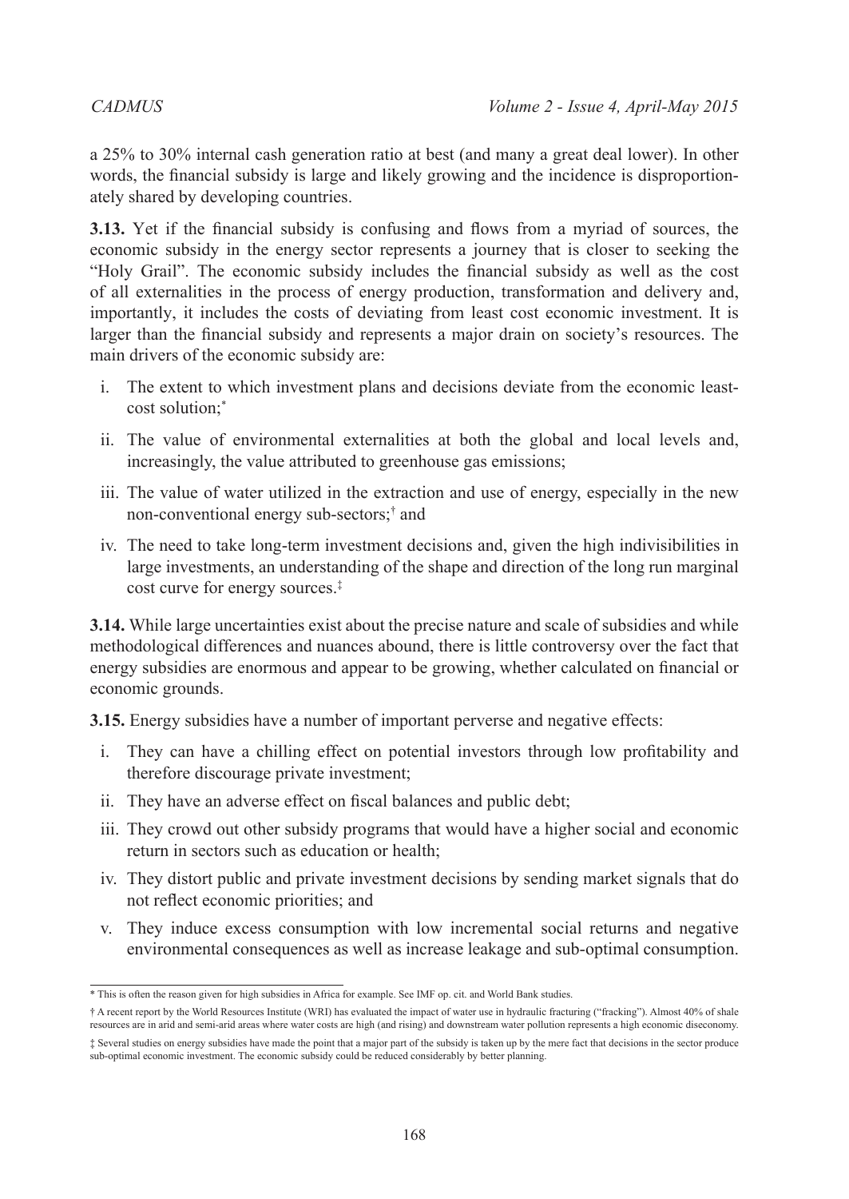a 25% to 30% internal cash generation ratio at best (and many a great deal lower). In other words, the financial subsidy is large and likely growing and the incidence is disproportionately shared by developing countries.

**3.13.** Yet if the financial subsidy is confusing and flows from a myriad of sources, the economic subsidy in the energy sector represents a journey that is closer to seeking the "Holy Grail". The economic subsidy includes the financial subsidy as well as the cost of all externalities in the process of energy production, transformation and delivery and, importantly, it includes the costs of deviating from least cost economic investment. It is larger than the financial subsidy and represents a major drain on society's resources. The main drivers of the economic subsidy are:

i. The extent to which investment plans and decisions deviate from the economic least-cost solution;*

ii. The value of environmental externalities at both the global and local levels and, increasingly, the value attributed to greenhouse gas emissions;

iii. The value of water utilized in the extraction and use of energy, especially in the new non-conventional energy sub-sectors;† and

iv. The need to take long-term investment decisions and, given the high indivisibilities in large investments, an understanding of the shape and direction of the long run marginal cost curve for energy sources.‡

**3.14.** While large uncertainties exist about the precise nature and scale of subsidies and while methodological differences and nuances abound, there is little controversy over the fact that energy subsidies are enormous and appear to be growing, whether calculated on financial or economic grounds.

**3.15.** Energy subsidies have a number of important perverse and negative effects:

i. They can have a chilling effect on potential investors through low profitability and therefore discourage private investment;

ii. They have an adverse effect on fiscal balances and public debt;

iii. They crowd out other subsidy programs that would have a higher social and economic return in sectors such as education or health;

iv. They distort public and private investment decisions by sending market signals that do not reflect economic priorities; and

v. They induce excess consumption with low incremental social returns and negative environmental consequences as well as increase leakage and sub-optimal consumption.

---

\* This is often the reason given for high subsidies in Africa for example. See IMF op. cit. and World Bank studies.

† A recent report by the World Resources Institute (WRI) has evaluated the impact of water use in hydraulic fracturing ("fracking"). Almost 40% of shale resources are in arid and semi-arid areas where water costs are high (and rising) and downstream water pollution represents a high economic diseconomy.

‡ Several studies on energy subsidies have made the point that a major part of the subsidy is taken up by the mere fact that decisions in the sector produce sub-optimal economic investment. The economic subsidy could be reduced considerably by better planning.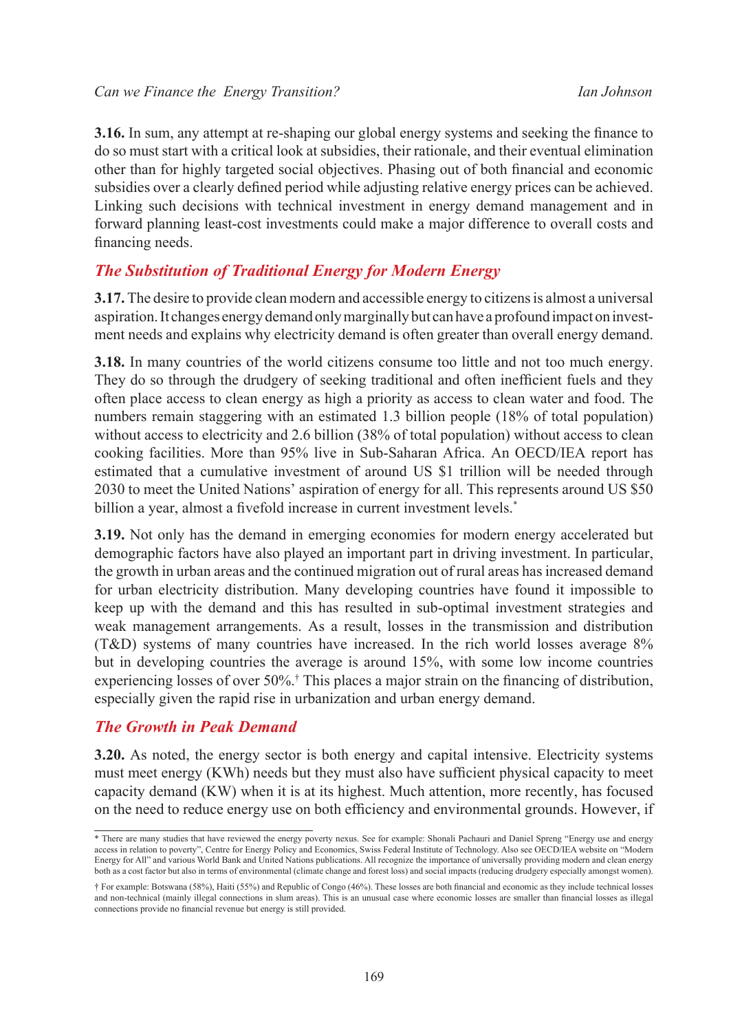**3.16.** In sum, any attempt at re-shaping our global energy systems and seeking the finance to do so must start with a critical look at subsidies, their rationale, and their eventual elimination other than for highly targeted social objectives. Phasing out of both financial and economic subsidies over a clearly defined period while adjusting relative energy prices can be achieved. Linking such decisions with technical investment in energy demand management and in forward planning least-cost investments could make a major difference to overall costs and financing needs.

## *The Substitution of Traditional Energy for Modern Energy*

**3.17.** The desire to provide clean modern and accessible energy to citizens is almost a universal aspiration. It changes energy demand only marginally but can have a profound impact on investment needs and explains why electricity demand is often greater than overall energy demand.

**3.18.** In many countries of the world citizens consume too little and not too much energy. They do so through the drudgery of seeking traditional and often inefficient fuels and they often place access to clean energy as high a priority as access to clean water and food. The numbers remain staggering with an estimated 1.3 billion people (18% of total population) without access to electricity and 2.6 billion (38% of total population) without access to clean cooking facilities. More than 95% live in Sub-Saharan Africa. An OECD/IEA report has estimated that a cumulative investment of around US $1 trillion will be needed through 2030 to meet the United Nations' aspiration of energy for all. This represents around US $50 billion a year, almost a fivefold increase in current investment levels.*

**3.19.** Not only has the demand in emerging economies for modern energy accelerated but demographic factors have also played an important part in driving investment. In particular, the growth in urban areas and the continued migration out of rural areas has increased demand for urban electricity distribution. Many developing countries have found it impossible to keep up with the demand and this has resulted in sub-optimal investment strategies and weak management arrangements. As a result, losses in the transmission and distribution (T&D) systems of many countries have increased. In the rich world losses average 8% but in developing countries the average is around 15%, with some low income countries experiencing losses of over 50%.† This places a major strain on the financing of distribution, especially given the rapid rise in urbanization and urban energy demand.

## *The Growth in Peak Demand*

**3.20.** As noted, the energy sector is both energy and capital intensive. Electricity systems must meet energy (KWh) needs but they must also have sufficient physical capacity to meet capacity demand (KW) when it is at its highest. Much attention, more recently, has focused on the need to reduce energy use on both efficiency and environmental grounds. However, if

---

\* There are many studies that have reviewed the energy poverty nexus. See for example: Shonali Pachauri and Daniel Spreng "Energy use and energy access in relation to poverty", Centre for Energy Policy and Economics, Swiss Federal Institute of Technology. Also see OECD/IEA website on "Modern Energy for All" and various World Bank and United Nations publications. All recognize the importance of universally providing modern and clean energy both as a cost factor but also in terms of environmental (climate change and forest loss) and social impacts (reducing drudgery especially amongst women).

† For example: Botswana (58%), Haiti (55%) and Republic of Congo (46%). These losses are both financial and economic as they include technical losses and non-technical (mainly illegal connections in slum areas). This is an unusual case where economic losses are smaller than financial losses as illegal connections provide no financial revenue but energy is still provided.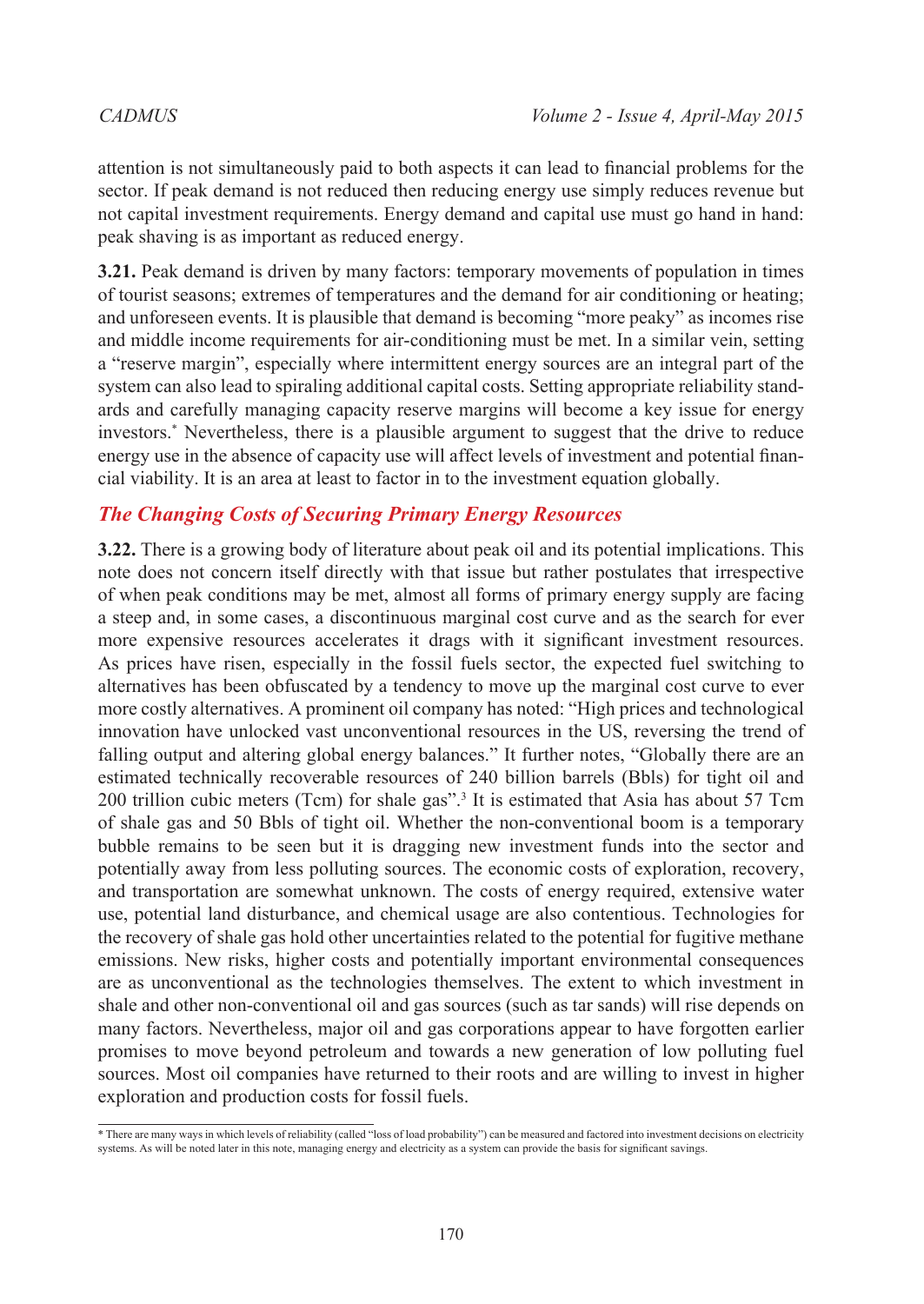attention is not simultaneously paid to both aspects it can lead to financial problems for the sector. If peak demand is not reduced then reducing energy use simply reduces revenue but not capital investment requirements. Energy demand and capital use must go hand in hand: peak shaving is as important as reduced energy.

**3.21.** Peak demand is driven by many factors: temporary movements of population in times of tourist seasons; extremes of temperatures and the demand for air conditioning or heating; and unforeseen events. It is plausible that demand is becoming "more peaky" as incomes rise and middle income requirements for air-conditioning must be met. In a similar vein, setting a "reserve margin", especially where intermittent energy sources are an integral part of the system can also lead to spiraling additional capital costs. Setting appropriate reliability standards and carefully managing capacity reserve margins will become a key issue for energy investors.[*] Nevertheless, there is a plausible argument to suggest that the drive to reduce energy use in the absence of capacity use will affect levels of investment and potential financial viability. It is an area at least to factor in to the investment equation globally.

### *The Changing Costs of Securing Primary Energy Resources*

**3.22.** There is a growing body of literature about peak oil and its potential implications. This note does not concern itself directly with that issue but rather postulates that irrespective of when peak conditions may be met, almost all forms of primary energy supply are facing a steep and, in some cases, a discontinuous marginal cost curve and as the search for ever more expensive resources accelerates it drags with it significant investment resources. As prices have risen, especially in the fossil fuels sector, the expected fuel switching to alternatives has been obfuscated by a tendency to move up the marginal cost curve to ever more costly alternatives. A prominent oil company has noted: "High prices and technological innovation have unlocked vast unconventional resources in the US, reversing the trend of falling output and altering global energy balances." It further notes, "Globally there are an estimated technically recoverable resources of 240 billion barrels (Bbls) for tight oil and 200 trillion cubic meters (Tcm) for shale gas".[3] It is estimated that Asia has about 57 Tcm of shale gas and 50 Bbls of tight oil. Whether the non-conventional boom is a temporary bubble remains to be seen but it is dragging new investment funds into the sector and potentially away from less polluting sources. The economic costs of exploration, recovery, and transportation are somewhat unknown. The costs of energy required, extensive water use, potential land disturbance, and chemical usage are also contentious. Technologies for the recovery of shale gas hold other uncertainties related to the potential for fugitive methane emissions. New risks, higher costs and potentially important environmental consequences are as unconventional as the technologies themselves. The extent to which investment in shale and other non-conventional oil and gas sources (such as tar sands) will rise depends on many factors. Nevertheless, major oil and gas corporations appear to have forgotten earlier promises to move beyond petroleum and towards a new generation of low polluting fuel sources. Most oil companies have returned to their roots and are willing to invest in higher exploration and production costs for fossil fuels.

---

* There are many ways in which levels of reliability (called "loss of load probability") can be measured and factored into investment decisions on electricity systems. As will be noted later in this note, managing energy and electricity as a system can provide the basis for significant savings.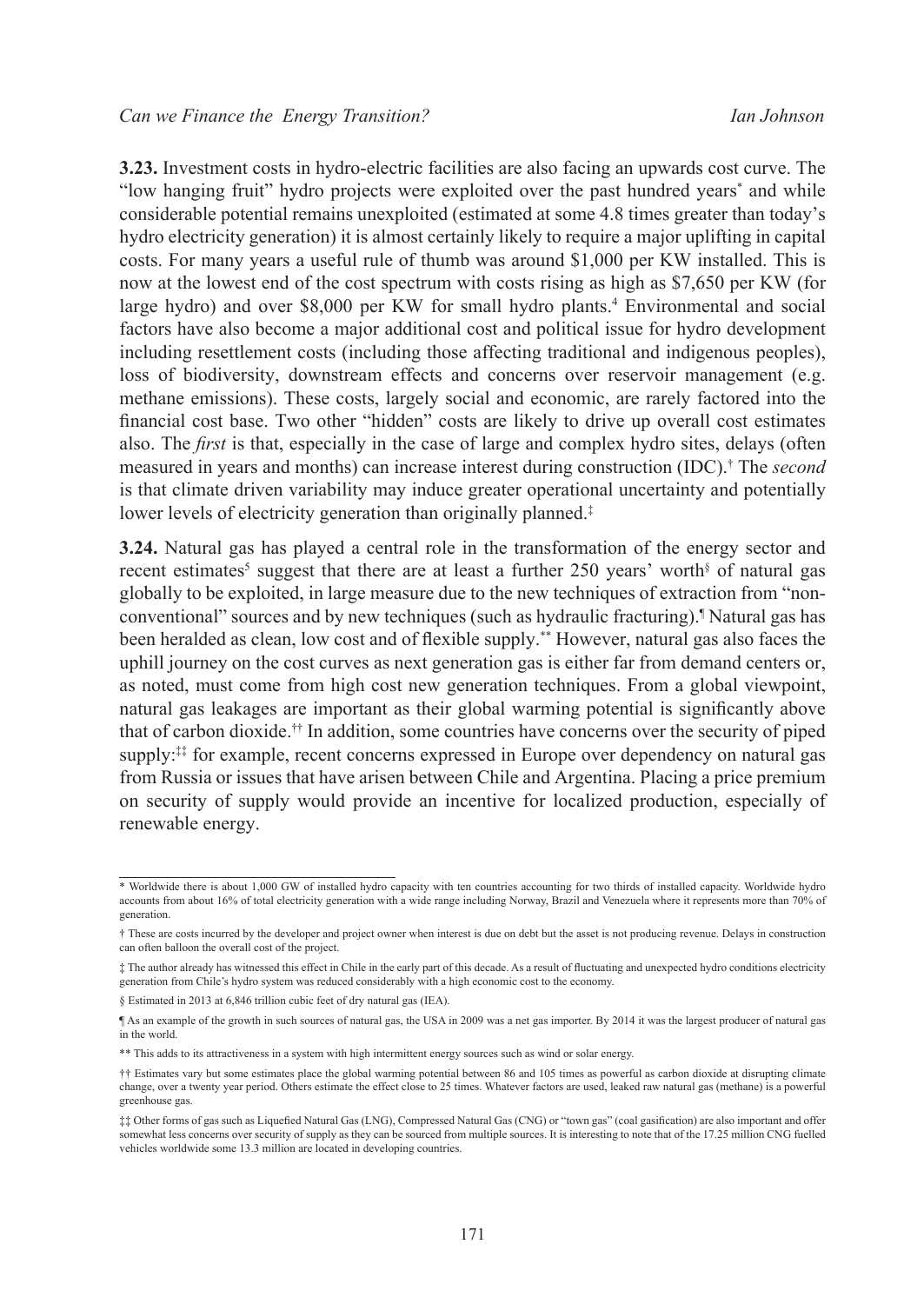**3.23.** Investment costs in hydro-electric facilities are also facing an upwards cost curve. The "low hanging fruit" hydro projects were exploited over the past hundred years* and while considerable potential remains unexploited (estimated at some 4.8 times greater than today's hydro electricity generation) it is almost certainly likely to require a major uplifting in capital costs. For many years a useful rule of thumb was around $1,000 per KW installed. This is now at the lowest end of the cost spectrum with costs rising as high as $7,650 per KW (for large hydro) and over $8,000 per KW for small hydro plants.[4] Environmental and social factors have also become a major additional cost and political issue for hydro development including resettlement costs (including those affecting traditional and indigenous peoples), loss of biodiversity, downstream effects and concerns over reservoir management (e.g. methane emissions). These costs, largely social and economic, are rarely factored into the financial cost base. Two other "hidden" costs are likely to drive up overall cost estimates also. The *first* is that, especially in the case of large and complex hydro sites, delays (often measured in years and months) can increase interest during construction (IDC).† The *second* is that climate driven variability may induce greater operational uncertainty and potentially lower levels of electricity generation than originally planned.‡

**3.24.** Natural gas has played a central role in the transformation of the energy sector and recent estimates[5] suggest that there are at least a further 250 years' worth§ of natural gas globally to be exploited, in large measure due to the new techniques of extraction from "non-conventional" sources and by new techniques (such as hydraulic fracturing).¶ Natural gas has been heralded as clean, low cost and of flexible supply.** However, natural gas also faces the uphill journey on the cost curves as next generation gas is either far from demand centers or, as noted, must come from high cost new generation techniques. From a global viewpoint, natural gas leakages are important as their global warming potential is significantly above that of carbon dioxide.†† In addition, some countries have concerns over the security of piped supply:‡‡ for example, recent concerns expressed in Europe over dependency on natural gas from Russia or issues that have arisen between Chile and Argentina. Placing a price premium on security of supply would provide an incentive for localized production, especially of renewable energy.

---

* Worldwide there is about 1,000 GW of installed hydro capacity with ten countries accounting for two thirds of installed capacity. Worldwide hydro accounts from about 16% of total electricity generation with a wide range including Norway, Brazil and Venezuela where it represents more than 70% of generation.

† These are costs incurred by the developer and project owner when interest is due on debt but the asset is not producing revenue. Delays in construction can often balloon the overall cost of the project.

‡ The author already has witnessed this effect in Chile in the early part of this decade. As a result of fluctuating and unexpected hydro conditions electricity generation from Chile's hydro system was reduced considerably with a high economic cost to the economy.

§ Estimated in 2013 at 6,846 trillion cubic feet of dry natural gas (IEA).

¶ As an example of the growth in such sources of natural gas, the USA in 2009 was a net gas importer. By 2014 it was the largest producer of natural gas in the world.

** This adds to its attractiveness in a system with high intermittent energy sources such as wind or solar energy.

†† Estimates vary but some estimates place the global warming potential between 86 and 105 times as powerful as carbon dioxide at disrupting climate change, over a twenty year period. Others estimate the effect close to 25 times. Whatever factors are used, leaked raw natural gas (methane) is a powerful greenhouse gas.

‡‡ Other forms of gas such as Liquefied Natural Gas (LNG), Compressed Natural Gas (CNG) or "town gas" (coal gasification) are also important and offer somewhat less concerns over security of supply as they can be sourced from multiple sources. It is interesting to note that of the 17.25 million CNG fuelled vehicles worldwide some 13.3 million are located in developing countries.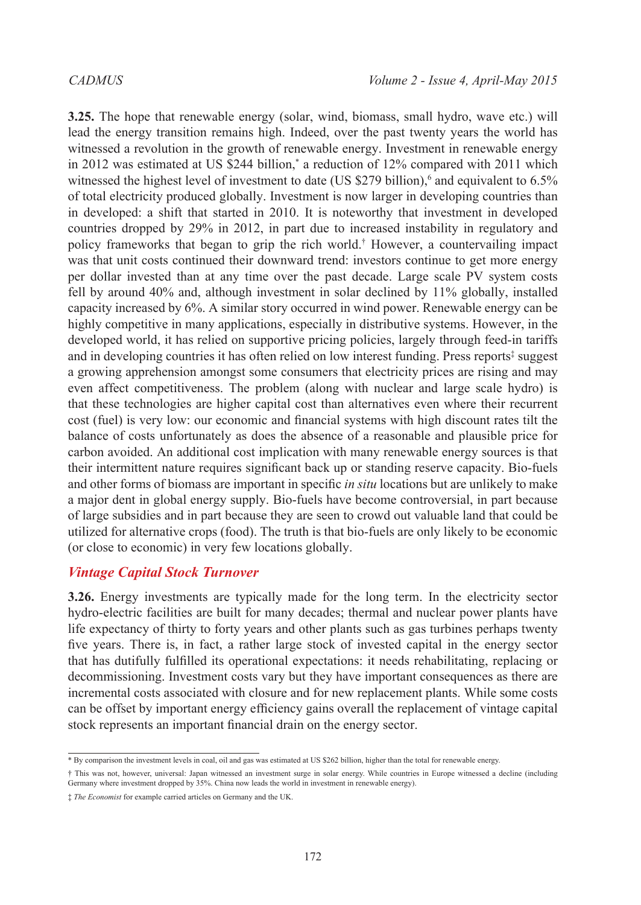**3.25.** The hope that renewable energy (solar, wind, biomass, small hydro, wave etc.) will lead the energy transition remains high. Indeed, over the past twenty years the world has witnessed a revolution in the growth of renewable energy. Investment in renewable energy in 2012 was estimated at US $244 billion,[*] a reduction of 12% compared with 2011 which witnessed the highest level of investment to date (US $279 billion),[6] and equivalent to 6.5% of total electricity produced globally. Investment is now larger in developing countries than in developed: a shift that started in 2010. It is noteworthy that investment in developed countries dropped by 29% in 2012, in part due to increased instability in regulatory and policy frameworks that began to grip the rich world.[†] However, a countervailing impact was that unit costs continued their downward trend: investors continue to get more energy per dollar invested than at any time over the past decade. Large scale PV system costs fell by around 40% and, although investment in solar declined by 11% globally, installed capacity increased by 6%. A similar story occurred in wind power. Renewable energy can be highly competitive in many applications, especially in distributive systems. However, in the developed world, it has relied on supportive pricing policies, largely through feed-in tariffs and in developing countries it has often relied on low interest funding. Press reports[‡] suggest a growing apprehension amongst some consumers that electricity prices are rising and may even affect competitiveness. The problem (along with nuclear and large scale hydro) is that these technologies are higher capital cost than alternatives even where their recurrent cost (fuel) is very low: our economic and financial systems with high discount rates tilt the balance of costs unfortunately as does the absence of a reasonable and plausible price for carbon avoided. An additional cost implication with many renewable energy sources is that their intermittent nature requires significant back up or standing reserve capacity. Bio-fuels and other forms of biomass are important in specific *in situ* locations but are unlikely to make a major dent in global energy supply. Bio-fuels have become controversial, in part because of large subsidies and in part because they are seen to crowd out valuable land that could be utilized for alternative crops (food). The truth is that bio-fuels are only likely to be economic (or close to economic) in very few locations globally.

### *Vintage Capital Stock Turnover*

**3.26.** Energy investments are typically made for the long term. In the electricity sector hydro-electric facilities are built for many decades; thermal and nuclear power plants have life expectancy of thirty to forty years and other plants such as gas turbines perhaps twenty five years. There is, in fact, a rather large stock of invested capital in the energy sector that has dutifully fulfilled its operational expectations: it needs rehabilitating, replacing or decommissioning. Investment costs vary but they have important consequences as there are incremental costs associated with closure and for new replacement plants. While some costs can be offset by important energy efficiency gains overall the replacement of vintage capital stock represents an important financial drain on the energy sector.

---

[*] By comparison the investment levels in coal, oil and gas was estimated at US $262 billion, higher than the total for renewable energy.

[†] This was not, however, universal: Japan witnessed an investment surge in solar energy. While countries in Europe witnessed a decline (including Germany where investment dropped by 35%. China now leads the world in investment in renewable energy).

[‡] *The Economist* for example carried articles on Germany and the UK.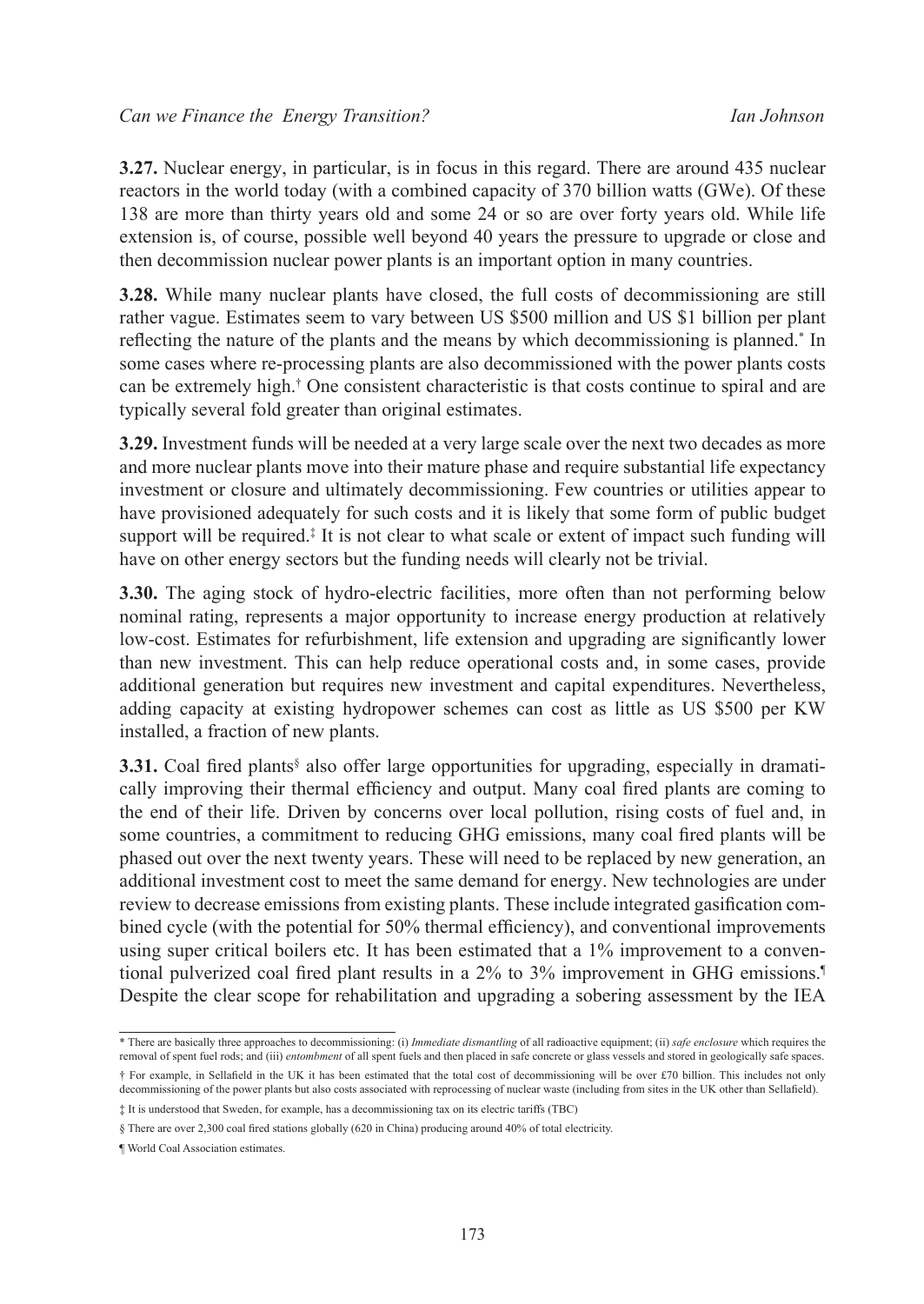**3.27.** Nuclear energy, in particular, is in focus in this regard. There are around 435 nuclear reactors in the world today (with a combined capacity of 370 billion watts (GWe). Of these 138 are more than thirty years old and some 24 or so are over forty years old. While life extension is, of course, possible well beyond 40 years the pressure to upgrade or close and then decommission nuclear power plants is an important option in many countries.

**3.28.** While many nuclear plants have closed, the full costs of decommissioning are still rather vague. Estimates seem to vary between US $500 million and US $1 billion per plant reflecting the nature of the plants and the means by which decommissioning is planned.* In some cases where re-processing plants are also decommissioned with the power plants costs can be extremely high.† One consistent characteristic is that costs continue to spiral and are typically several fold greater than original estimates.

**3.29.** Investment funds will be needed at a very large scale over the next two decades as more and more nuclear plants move into their mature phase and require substantial life expectancy investment or closure and ultimately decommissioning. Few countries or utilities appear to have provisioned adequately for such costs and it is likely that some form of public budget support will be required.‡ It is not clear to what scale or extent of impact such funding will have on other energy sectors but the funding needs will clearly not be trivial.

**3.30.** The aging stock of hydro-electric facilities, more often than not performing below nominal rating, represents a major opportunity to increase energy production at relatively low-cost. Estimates for refurbishment, life extension and upgrading are significantly lower than new investment. This can help reduce operational costs and, in some cases, provide additional generation but requires new investment and capital expenditures. Nevertheless, adding capacity at existing hydropower schemes can cost as little as US $500 per KW installed, a fraction of new plants.

**3.31.** Coal fired plants§ also offer large opportunities for upgrading, especially in dramatically improving their thermal efficiency and output. Many coal fired plants are coming to the end of their life. Driven by concerns over local pollution, rising costs of fuel and, in some countries, a commitment to reducing GHG emissions, many coal fired plants will be phased out over the next twenty years. These will need to be replaced by new generation, an additional investment cost to meet the same demand for energy. New technologies are under review to decrease emissions from existing plants. These include integrated gasification combined cycle (with the potential for 50% thermal efficiency), and conventional improvements using super critical boilers etc. It has been estimated that a 1% improvement to a conventional pulverized coal fired plant results in a 2% to 3% improvement in GHG emissions.¶ Despite the clear scope for rehabilitation and upgrading a sobering assessment by the IEA

---

\* There are basically three approaches to decommissioning: (i) *Immediate dismantling* of all radioactive equipment; (ii) *safe enclosure* which requires the removal of spent fuel rods; and (iii) *entombment* of all spent fuels and then placed in safe concrete or glass vessels and stored in geologically safe spaces.

† For example, in Sellafield in the UK it has been estimated that the total cost of decommissioning will be over £70 billion. This includes not only decommissioning of the power plants but also costs associated with reprocessing of nuclear waste (including from sites in the UK other than Sellafield).

‡ It is understood that Sweden, for example, has a decommissioning tax on its electric tariffs (TBC)

§ There are over 2,300 coal fired stations globally (620 in China) producing around 40% of total electricity.

¶ World Coal Association estimates.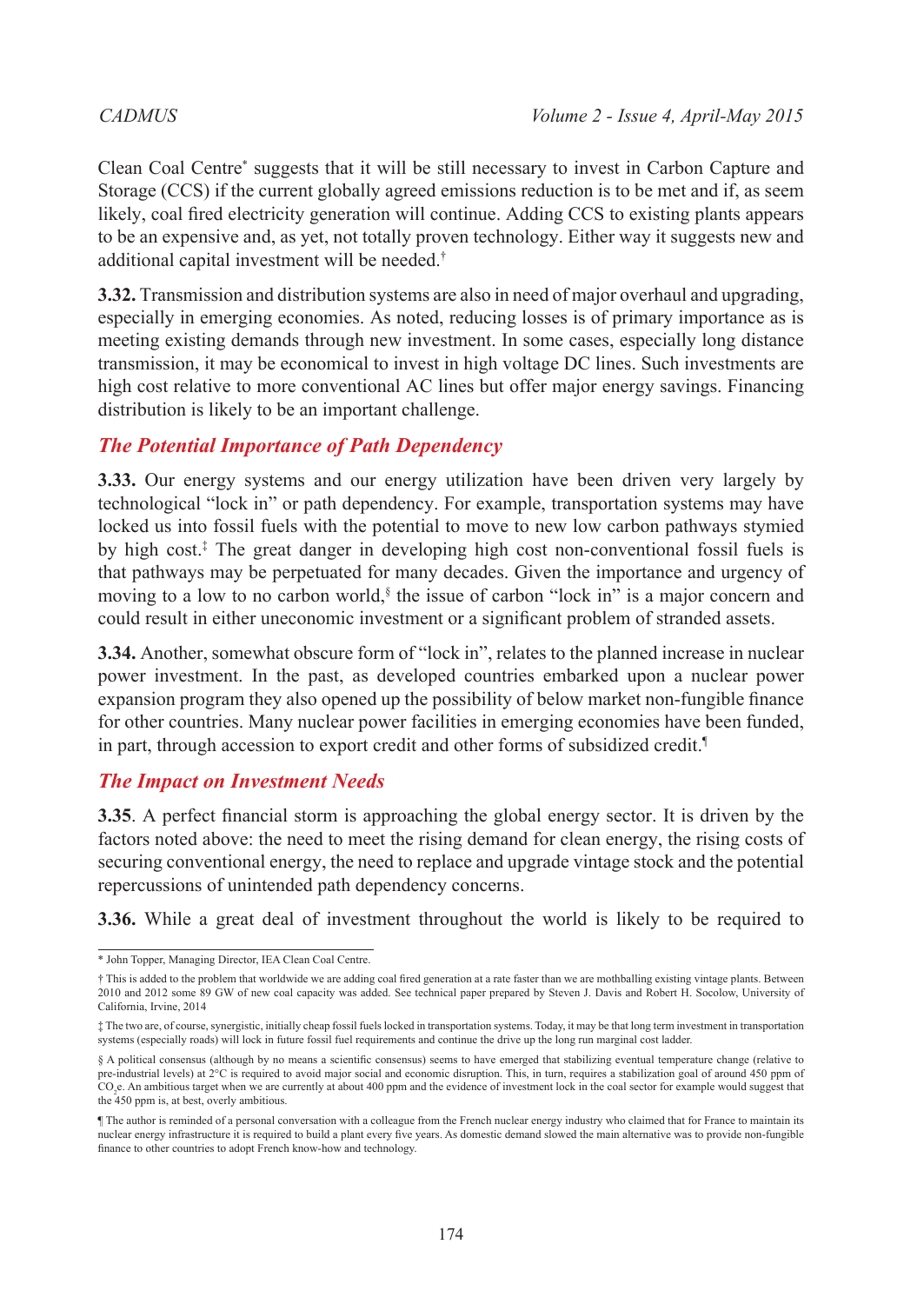Clean Coal Centre[*] suggests that it will be still necessary to invest in Carbon Capture and Storage (CCS) if the current globally agreed emissions reduction is to be met and if, as seem likely, coal fired electricity generation will continue. Adding CCS to existing plants appears to be an expensive and, as yet, not totally proven technology. Either way it suggests new and additional capital investment will be needed.[†]

**3.32.** Transmission and distribution systems are also in need of major overhaul and upgrading, especially in emerging economies. As noted, reducing losses is of primary importance as is meeting existing demands through new investment. In some cases, especially long distance transmission, it may be economical to invest in high voltage DC lines. Such investments are high cost relative to more conventional AC lines but offer major energy savings. Financing distribution is likely to be an important challenge.

## *The Potential Importance of Path Dependency*

**3.33.** Our energy systems and our energy utilization have been driven very largely by technological "lock in" or path dependency. For example, transportation systems may have locked us into fossil fuels with the potential to move to new low carbon pathways stymied by high cost.[‡] The great danger in developing high cost non-conventional fossil fuels is that pathways may be perpetuated for many decades. Given the importance and urgency of moving to a low to no carbon world,[§] the issue of carbon "lock in" is a major concern and could result in either uneconomic investment or a significant problem of stranded assets.

**3.34.** Another, somewhat obscure form of "lock in", relates to the planned increase in nuclear power investment. In the past, as developed countries embarked upon a nuclear power expansion program they also opened up the possibility of below market non-fungible finance for other countries. Many nuclear power facilities in emerging economies have been funded, in part, through accession to export credit and other forms of subsidized credit.[¶]

## *The Impact on Investment Needs*

**3.35**. A perfect financial storm is approaching the global energy sector. It is driven by the factors noted above: the need to meet the rising demand for clean energy, the rising costs of securing conventional energy, the need to replace and upgrade vintage stock and the potential repercussions of unintended path dependency concerns.

**3.36.** While a great deal of investment throughout the world is likely to be required to

---

[*] John Topper, Managing Director, IEA Clean Coal Centre.

[†] This is added to the problem that worldwide we are adding coal fired generation at a rate faster than we are mothballing existing vintage plants. Between 2010 and 2012 some 89 GW of new coal capacity was added. See technical paper prepared by Steven J. Davis and Robert H. Socolow, University of California, Irvine, 2014

[‡] The two are, of course, synergistic, initially cheap fossil fuels locked in transportation systems. Today, it may be that long term investment in transportation systems (especially roads) will lock in future fossil fuel requirements and continue the drive up the long run marginal cost ladder.

[§] A political consensus (although by no means a scientific consensus) seems to have emerged that stabilizing eventual temperature change (relative to pre-industrial levels) at 2°C is required to avoid major social and economic disruption. This, in turn, requires a stabilization goal of around 450 ppm of $CO_2e$. An ambitious target when we are currently at about 400 ppm and the evidence of investment lock in the coal sector for example would suggest that the 450 ppm is, at best, overly ambitious.

[¶] The author is reminded of a personal conversation with a colleague from the French nuclear energy industry who claimed that for France to maintain its nuclear energy infrastructure it is required to build a plant every five years. As domestic demand slowed the main alternative was to provide non-fungible finance to other countries to adopt French know-how and technology.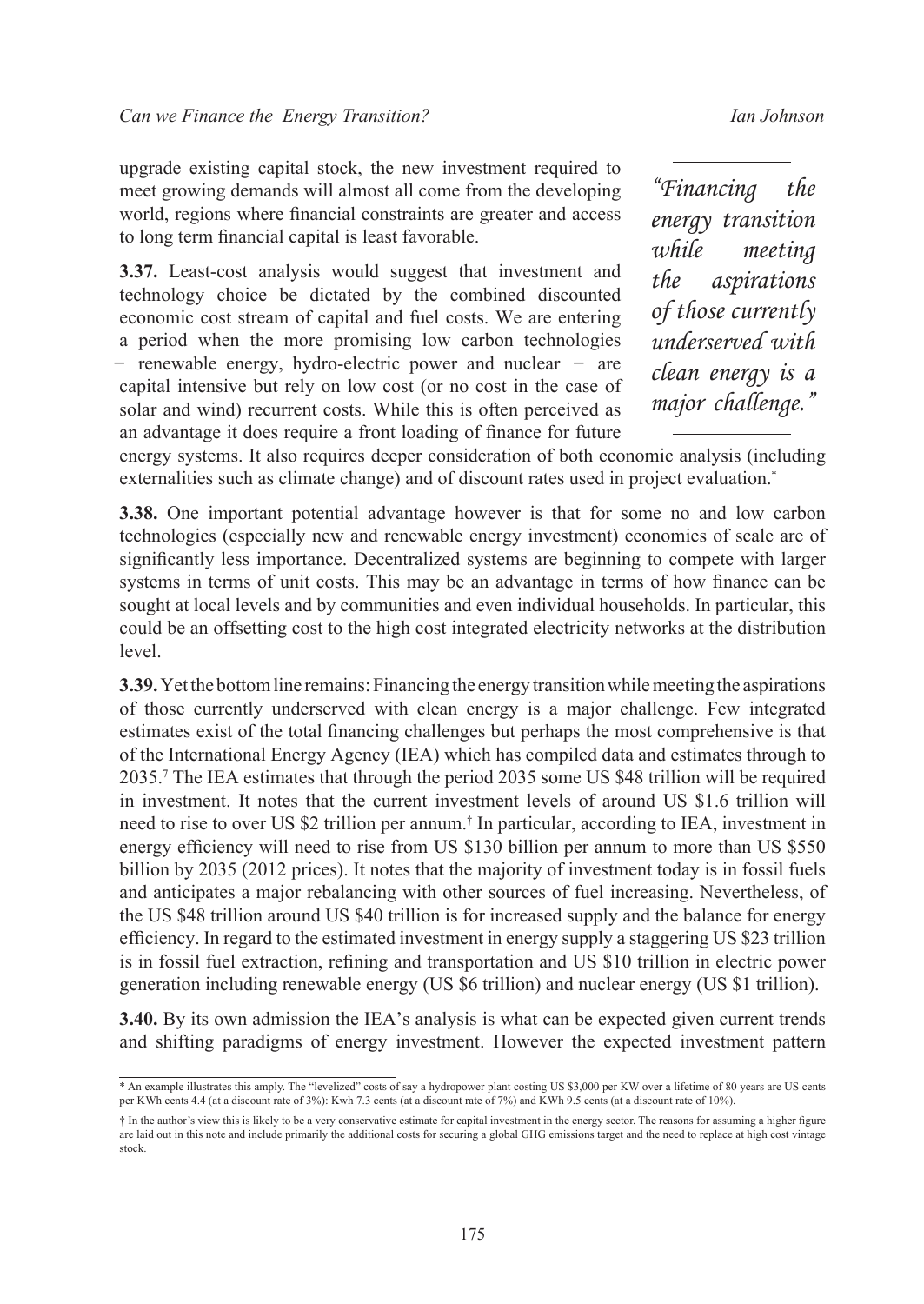upgrade existing capital stock, the new investment required to meet growing demands will almost all come from the developing world, regions where financial constraints are greater and access to long term financial capital is least favorable.

> *"Financing the energy transition while meeting the aspirations of those currently underserved with clean energy is a major challenge."*

**3.37.** Least-cost analysis would suggest that investment and technology choice be dictated by the combined discounted economic cost stream of capital and fuel costs. We are entering a period when the more promising low carbon technologies − renewable energy, hydro-electric power and nuclear − are capital intensive but rely on low cost (or no cost in the case of solar and wind) recurrent costs. While this is often perceived as an advantage it does require a front loading of finance for future energy systems. It also requires deeper consideration of both economic analysis (including externalities such as climate change) and of discount rates used in project evaluation.*

**3.38.** One important potential advantage however is that for some no and low carbon technologies (especially new and renewable energy investment) economies of scale are of significantly less importance. Decentralized systems are beginning to compete with larger systems in terms of unit costs. This may be an advantage in terms of how finance can be sought at local levels and by communities and even individual households. In particular, this could be an offsetting cost to the high cost integrated electricity networks at the distribution level.

**3.39.** Yet the bottom line remains: Financing the energy transition while meeting the aspirations of those currently underserved with clean energy is a major challenge. Few integrated estimates exist of the total financing challenges but perhaps the most comprehensive is that of the International Energy Agency (IEA) which has compiled data and estimates through to 2035.[7] The IEA estimates that through the period 2035 some US $48 trillion will be required in investment. It notes that the current investment levels of around US $1.6 trillion will need to rise to over US $2 trillion per annum.† In particular, according to IEA, investment in energy efficiency will need to rise from US $130 billion per annum to more than US $550 billion by 2035 (2012 prices). It notes that the majority of investment today is in fossil fuels and anticipates a major rebalancing with other sources of fuel increasing. Nevertheless, of the US $48 trillion around US $40 trillion is for increased supply and the balance for energy efficiency. In regard to the estimated investment in energy supply a staggering US $23 trillion is in fossil fuel extraction, refining and transportation and US $10 trillion in electric power generation including renewable energy (US $6 trillion) and nuclear energy (US $1 trillion).

**3.40.** By its own admission the IEA's analysis is what can be expected given current trends and shifting paradigms of energy investment. However the expected investment pattern

---

* An example illustrates this amply. The "levelized" costs of say a hydropower plant costing US $3,000 per KW over a lifetime of 80 years are US cents per KWh cents 4.4 (at a discount rate of 3%): Kwh 7.3 cents (at a discount rate of 7%) and KWh 9.5 cents (at a discount rate of 10%).

† In the author's view this is likely to be a very conservative estimate for capital investment in the energy sector. The reasons for assuming a higher figure are laid out in this note and include primarily the additional costs for securing a global GHG emissions target and the need to replace at high cost vintage stock.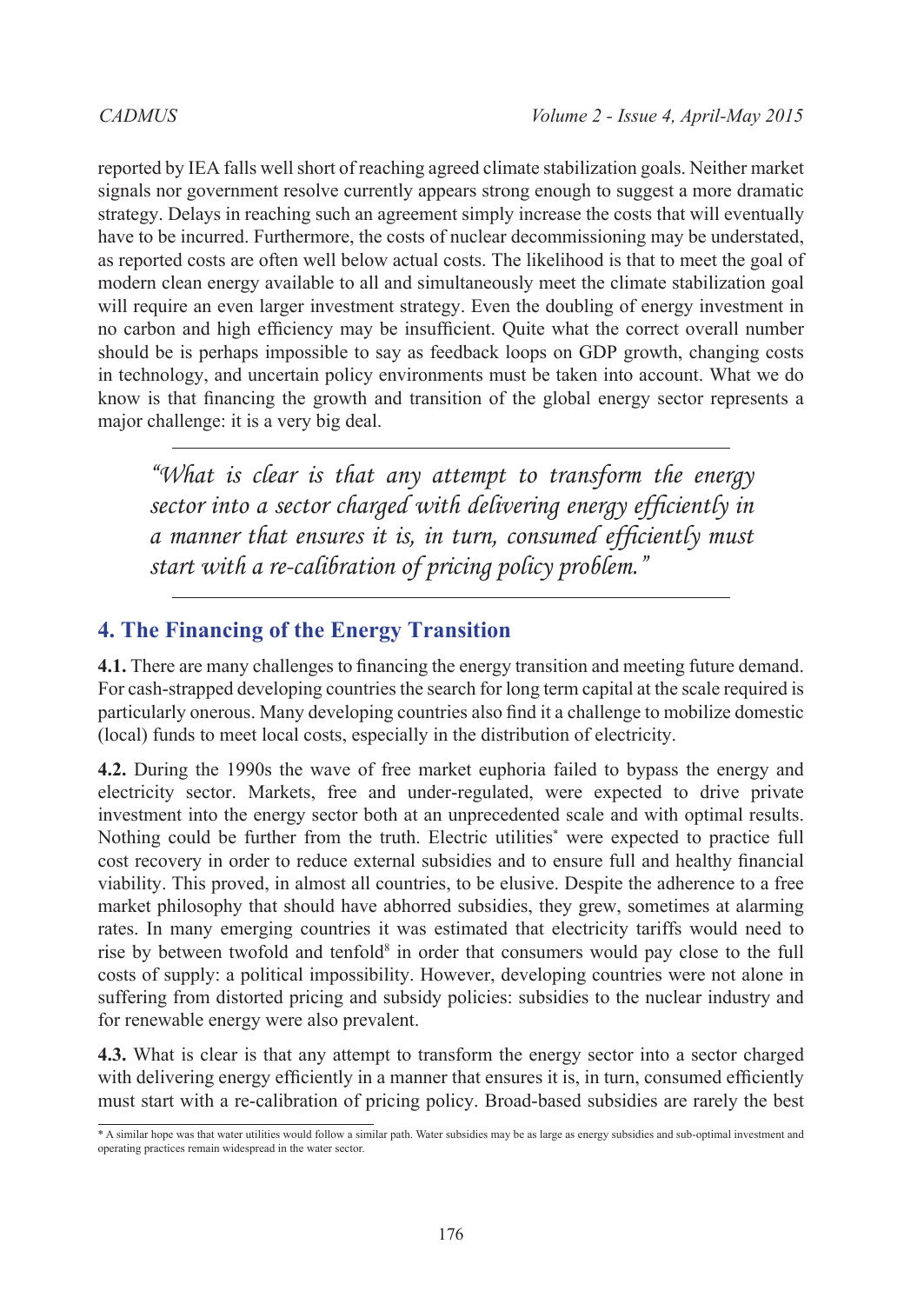reported by IEA falls well short of reaching agreed climate stabilization goals. Neither market signals nor government resolve currently appears strong enough to suggest a more dramatic strategy. Delays in reaching such an agreement simply increase the costs that will eventually have to be incurred. Furthermore, the costs of nuclear decommissioning may be understated, as reported costs are often well below actual costs. The likelihood is that to meet the goal of modern clean energy available to all and simultaneously meet the climate stabilization goal will require an even larger investment strategy. Even the doubling of energy investment in no carbon and high efficiency may be insufficient. Quite what the correct overall number should be is perhaps impossible to say as feedback loops on GDP growth, changing costs in technology, and uncertain policy environments must be taken into account. What we do know is that financing the growth and transition of the global energy sector represents a major challenge: it is a very big deal.

> *"What is clear is that any attempt to transform the energy sector into a sector charged with delivering energy efficiently in a manner that ensures it is, in turn, consumed efficiently must start with a re-calibration of pricing policy problem."*

## 4. The Financing of the Energy Transition

**4.1.** There are many challenges to financing the energy transition and meeting future demand. For cash-strapped developing countries the search for long term capital at the scale required is particularly onerous. Many developing countries also find it a challenge to mobilize domestic (local) funds to meet local costs, especially in the distribution of electricity.

**4.2.** During the 1990s the wave of free market euphoria failed to bypass the energy and electricity sector. Markets, free and under-regulated, were expected to drive private investment into the energy sector both at an unprecedented scale and with optimal results. Nothing could be further from the truth. Electric utilities[*] were expected to practice full cost recovery in order to reduce external subsidies and to ensure full and healthy financial viability. This proved, in almost all countries, to be elusive. Despite the adherence to a free market philosophy that should have abhorred subsidies, they grew, sometimes at alarming rates. In many emerging countries it was estimated that electricity tariffs would need to rise by between twofold and tenfold[8] in order that consumers would pay close to the full costs of supply: a political impossibility. However, developing countries were not alone in suffering from distorted pricing and subsidy policies: subsidies to the nuclear industry and for renewable energy were also prevalent.

**4.3.** What is clear is that any attempt to transform the energy sector into a sector charged with delivering energy efficiently in a manner that ensures it is, in turn, consumed efficiently must start with a re-calibration of pricing policy. Broad-based subsidies are rarely the best

---

* A similar hope was that water utilities would follow a similar path. Water subsidies may be as large as energy subsidies and sub-optimal investment and operating practices remain widespread in the water sector.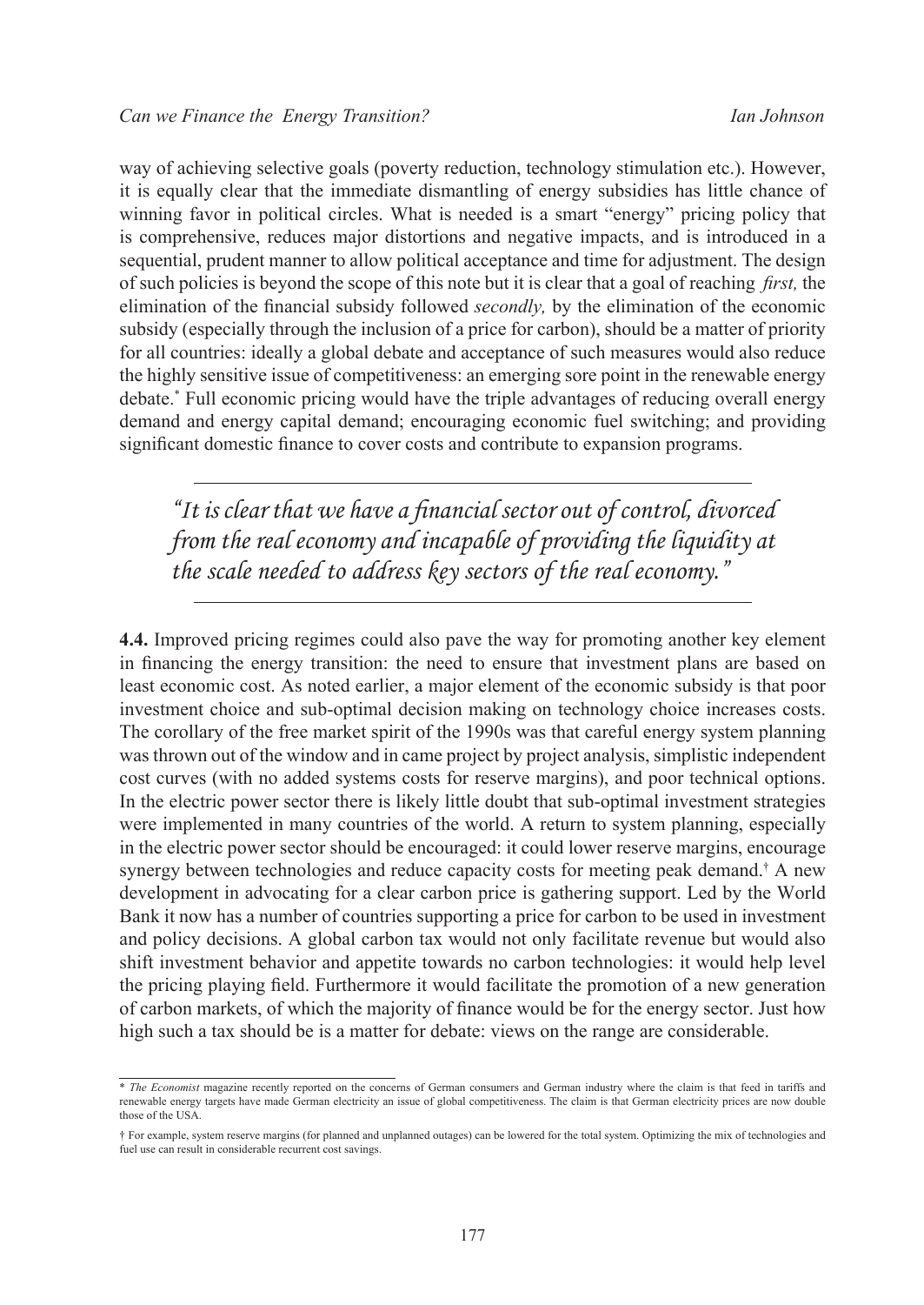way of achieving selective goals (poverty reduction, technology stimulation etc.). However, it is equally clear that the immediate dismantling of energy subsidies has little chance of winning favor in political circles. What is needed is a smart "energy" pricing policy that is comprehensive, reduces major distortions and negative impacts, and is introduced in a sequential, prudent manner to allow political acceptance and time for adjustment. The design of such policies is beyond the scope of this note but it is clear that a goal of reaching *first,* the elimination of the financial subsidy followed *secondly,* by the elimination of the economic subsidy (especially through the inclusion of a price for carbon), should be a matter of priority for all countries: ideally a global debate and acceptance of such measures would also reduce the highly sensitive issue of competitiveness: an emerging sore point in the renewable energy debate.* Full economic pricing would have the triple advantages of reducing overall energy demand and energy capital demand; encouraging economic fuel switching; and providing significant domestic finance to cover costs and contribute to expansion programs.

---

> *"It is clear that we have a financial sector out of control, divorced from the real economy and incapable of providing the liquidity at the scale needed to address key sectors of the real economy."*

---

**4.4.** Improved pricing regimes could also pave the way for promoting another key element in financing the energy transition: the need to ensure that investment plans are based on least economic cost. As noted earlier, a major element of the economic subsidy is that poor investment choice and sub-optimal decision making on technology choice increases costs. The corollary of the free market spirit of the 1990s was that careful energy system planning was thrown out of the window and in came project by project analysis, simplistic independent cost curves (with no added systems costs for reserve margins), and poor technical options. In the electric power sector there is likely little doubt that sub-optimal investment strategies were implemented in many countries of the world. A return to system planning, especially in the electric power sector should be encouraged: it could lower reserve margins, encourage synergy between technologies and reduce capacity costs for meeting peak demand.† A new development in advocating for a clear carbon price is gathering support. Led by the World Bank it now has a number of countries supporting a price for carbon to be used in investment and policy decisions. A global carbon tax would not only facilitate revenue but would also shift investment behavior and appetite towards no carbon technologies: it would help level the pricing playing field. Furthermore it would facilitate the promotion of a new generation of carbon markets, of which the majority of finance would be for the energy sector. Just how high such a tax should be is a matter for debate: views on the range are considerable.

---

\* *The Economist* magazine recently reported on the concerns of German consumers and German industry where the claim is that feed in tariffs and renewable energy targets have made German electricity an issue of global competitiveness. The claim is that German electricity prices are now double those of the USA.

† For example, system reserve margins (for planned and unplanned outages) can be lowered for the total system. Optimizing the mix of technologies and fuel use can result in considerable recurrent cost savings.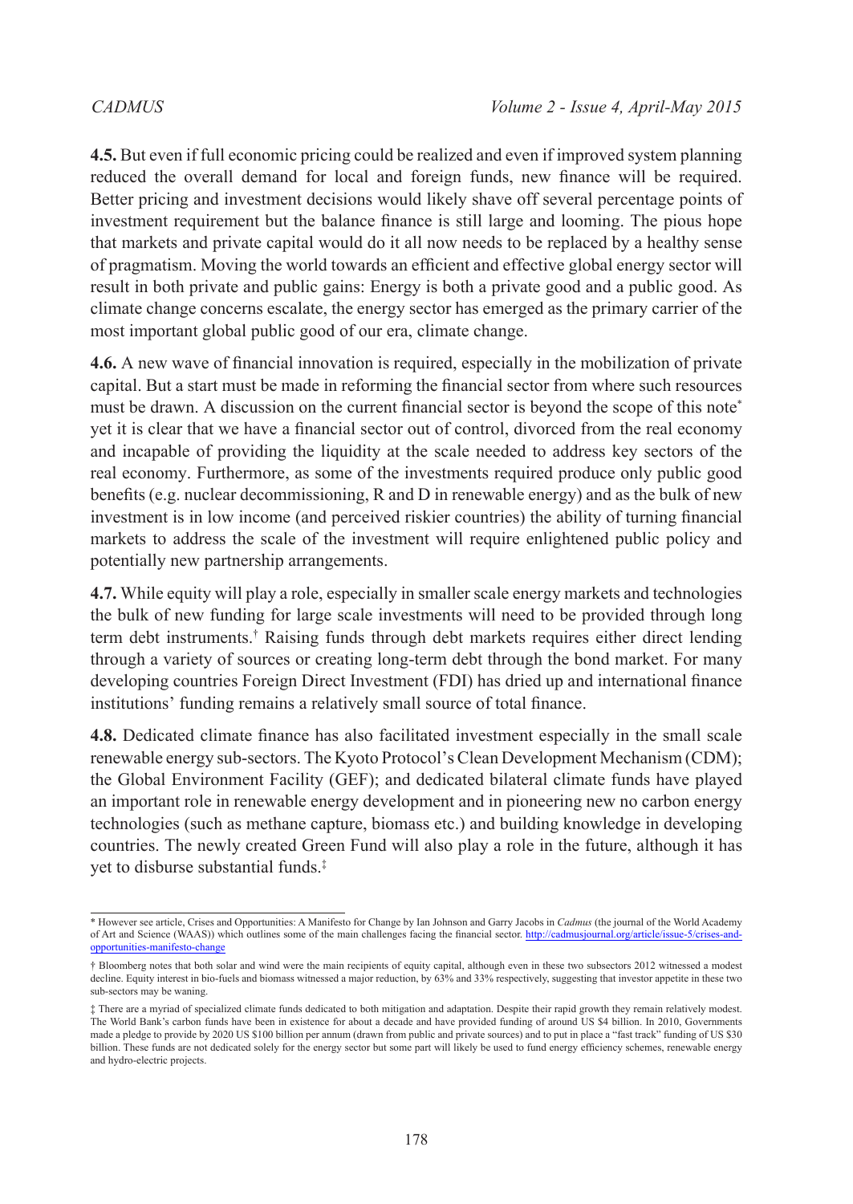**4.5.** But even if full economic pricing could be realized and even if improved system planning reduced the overall demand for local and foreign funds, new finance will be required. Better pricing and investment decisions would likely shave off several percentage points of investment requirement but the balance finance is still large and looming. The pious hope that markets and private capital would do it all now needs to be replaced by a healthy sense of pragmatism. Moving the world towards an efficient and effective global energy sector will result in both private and public gains: Energy is both a private good and a public good. As climate change concerns escalate, the energy sector has emerged as the primary carrier of the most important global public good of our era, climate change.

**4.6.** A new wave of financial innovation is required, especially in the mobilization of private capital. But a start must be made in reforming the financial sector from where such resources must be drawn. A discussion on the current financial sector is beyond the scope of this note* yet it is clear that we have a financial sector out of control, divorced from the real economy and incapable of providing the liquidity at the scale needed to address key sectors of the real economy. Furthermore, as some of the investments required produce only public good benefits (e.g. nuclear decommissioning, R and D in renewable energy) and as the bulk of new investment is in low income (and perceived riskier countries) the ability of turning financial markets to address the scale of the investment will require enlightened public policy and potentially new partnership arrangements.

**4.7.** While equity will play a role, especially in smaller scale energy markets and technologies the bulk of new funding for large scale investments will need to be provided through long term debt instruments.† Raising funds through debt markets requires either direct lending through a variety of sources or creating long-term debt through the bond market. For many developing countries Foreign Direct Investment (FDI) has dried up and international finance institutions' funding remains a relatively small source of total finance.

**4.8.** Dedicated climate finance has also facilitated investment especially in the small scale renewable energy sub-sectors. The Kyoto Protocol's Clean Development Mechanism (CDM); the Global Environment Facility (GEF); and dedicated bilateral climate funds have played an important role in renewable energy development and in pioneering new no carbon energy technologies (such as methane capture, biomass etc.) and building knowledge in developing countries. The newly created Green Fund will also play a role in the future, although it has yet to disburse substantial funds.‡

---

\* However see article, Crises and Opportunities: A Manifesto for Change by Ian Johnson and Garry Jacobs in *Cadmus* (the journal of the World Academy of Art and Science (WAAS)) which outlines some of the main challenges facing the financial sector. http://cadmusjournal.org/article/issue-5/crises-and-opportunities-manifesto-change

† Bloomberg notes that both solar and wind were the main recipients of equity capital, although even in these two subsectors 2012 witnessed a modest decline. Equity interest in bio-fuels and biomass witnessed a major reduction, by 63% and 33% respectively, suggesting that investor appetite in these two sub-sectors may be waning.

‡ There are a myriad of specialized climate funds dedicated to both mitigation and adaptation. Despite their rapid growth they remain relatively modest. The World Bank's carbon funds have been in existence for about a decade and have provided funding of around US $4 billion. In 2010, Governments made a pledge to provide by 2020 US $100 billion per annum (drawn from public and private sources) and to put in place a "fast track" funding of US $30 billion. These funds are not dedicated solely for the energy sector but some part will likely be used to fund energy efficiency schemes, renewable energy and hydro-electric projects.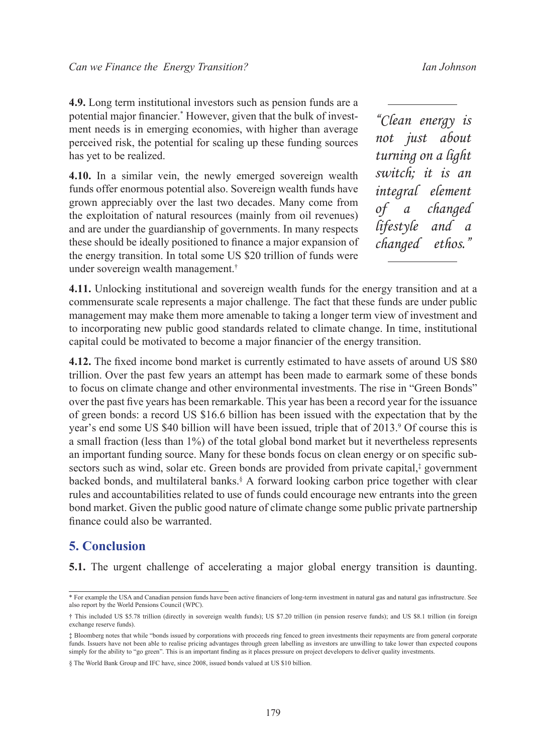**4.9.** Long term institutional investors such as pension funds are a potential major financier.* However, given that the bulk of investment needs is in emerging economies, with higher than average perceived risk, the potential for scaling up these funding sources has yet to be realized.

**4.10.** In a similar vein, the newly emerged sovereign wealth funds offer enormous potential also. Sovereign wealth funds have grown appreciably over the last two decades. Many come from the exploitation of natural resources (mainly from oil revenues) and are under the guardianship of governments. In many respects these should be ideally positioned to finance a major expansion of the energy transition. In total some US $20 trillion of funds were under sovereign wealth management.†

> *"Clean energy is not just about turning on a light switch; it is an integral element of a changed lifestyle and a changed ethos."*

**4.11.** Unlocking institutional and sovereign wealth funds for the energy transition and at a commensurate scale represents a major challenge. The fact that these funds are under public management may make them more amenable to taking a longer term view of investment and to incorporating new public good standards related to climate change. In time, institutional capital could be motivated to become a major financier of the energy transition.

**4.12.** The fixed income bond market is currently estimated to have assets of around US $80 trillion. Over the past few years an attempt has been made to earmark some of these bonds to focus on climate change and other environmental investments. The rise in "Green Bonds" over the past five years has been remarkable. This year has been a record year for the issuance of green bonds: a record US $16.6 billion has been issued with the expectation that by the year's end some US $40 billion will have been issued, triple that of 2013.[9] Of course this is a small fraction (less than 1%) of the total global bond market but it nevertheless represents an important funding source. Many for these bonds focus on clean energy or on specific subsectors such as wind, solar etc. Green bonds are provided from private capital,‡ government backed bonds, and multilateral banks.§ A forward looking carbon price together with clear rules and accountabilities related to use of funds could encourage new entrants into the green bond market. Given the public good nature of climate change some public private partnership finance could also be warranted.

## 5. Conclusion

**5.1.** The urgent challenge of accelerating a major global energy transition is daunting.

---

\* For example the USA and Canadian pension funds have been active financiers of long-term investment in natural gas and natural gas infrastructure. See also report by the World Pensions Council (WPC).

† This included US $5.78 trillion (directly in sovereign wealth funds); US $7.20 trillion (in pension reserve funds); and US $8.1 trillion (in foreign exchange reserve funds).

‡ Bloomberg notes that while "bonds issued by corporations with proceeds ring fenced to green investments their repayments are from general corporate funds. Issuers have not been able to realise pricing advantages through green labelling as investors are unwilling to take lower than expected coupons simply for the ability to "go green". This is an important finding as it places pressure on project developers to deliver quality investments.

§ The World Bank Group and IFC have, since 2008, issued bonds valued at US $10 billion.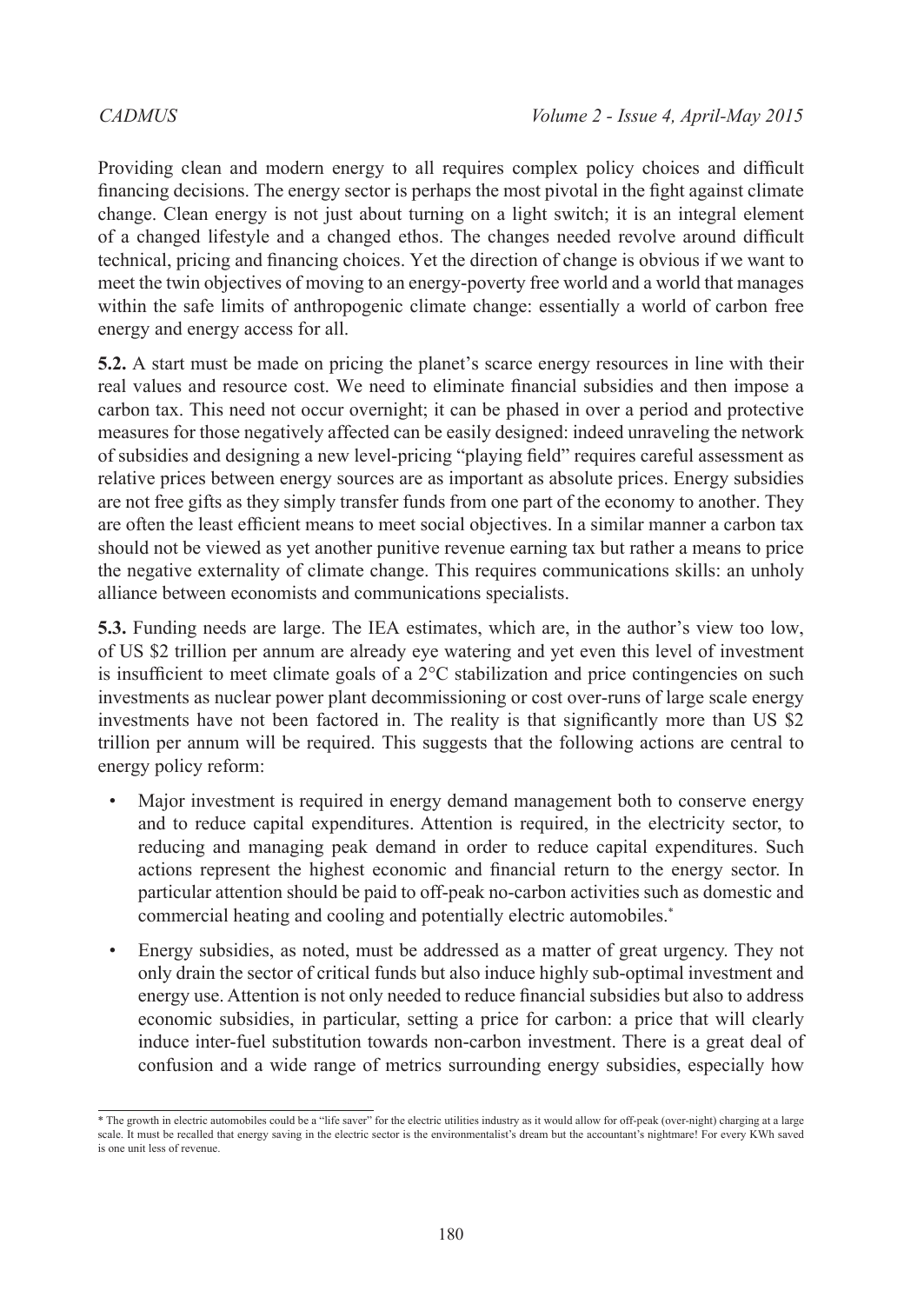Providing clean and modern energy to all requires complex policy choices and difficult financing decisions. The energy sector is perhaps the most pivotal in the fight against climate change. Clean energy is not just about turning on a light switch; it is an integral element of a changed lifestyle and a changed ethos. The changes needed revolve around difficult technical, pricing and financing choices. Yet the direction of change is obvious if we want to meet the twin objectives of moving to an energy-poverty free world and a world that manages within the safe limits of anthropogenic climate change: essentially a world of carbon free energy and energy access for all.

**5.2.** A start must be made on pricing the planet's scarce energy resources in line with their real values and resource cost. We need to eliminate financial subsidies and then impose a carbon tax. This need not occur overnight; it can be phased in over a period and protective measures for those negatively affected can be easily designed: indeed unraveling the network of subsidies and designing a new level-pricing "playing field" requires careful assessment as relative prices between energy sources are as important as absolute prices. Energy subsidies are not free gifts as they simply transfer funds from one part of the economy to another. They are often the least efficient means to meet social objectives. In a similar manner a carbon tax should not be viewed as yet another punitive revenue earning tax but rather a means to price the negative externality of climate change. This requires communications skills: an unholy alliance between economists and communications specialists.

**5.3.** Funding needs are large. The IEA estimates, which are, in the author's view too low, of US \$2 trillion per annum are already eye watering and yet even this level of investment is insufficient to meet climate goals of a 2°C stabilization and price contingencies on such investments as nuclear power plant decommissioning or cost over-runs of large scale energy investments have not been factored in. The reality is that significantly more than US \$2 trillion per annum will be required. This suggests that the following actions are central to energy policy reform:

- Major investment is required in energy demand management both to conserve energy and to reduce capital expenditures. Attention is required, in the electricity sector, to reducing and managing peak demand in order to reduce capital expenditures. Such actions represent the highest economic and financial return to the energy sector. In particular attention should be paid to off-peak no-carbon activities such as domestic and commercial heating and cooling and potentially electric automobiles.*
- Energy subsidies, as noted, must be addressed as a matter of great urgency. They not only drain the sector of critical funds but also induce highly sub-optimal investment and energy use. Attention is not only needed to reduce financial subsidies but also to address economic subsidies, in particular, setting a price for carbon: a price that will clearly induce inter-fuel substitution towards non-carbon investment. There is a great deal of confusion and a wide range of metrics surrounding energy subsidies, especially how

---

* The growth in electric automobiles could be a "life saver" for the electric utilities industry as it would allow for off-peak (over-night) charging at a large scale. It must be recalled that energy saving in the electric sector is the environmentalist's dream but the accountant's nightmare! For every KWh saved is one unit less of revenue.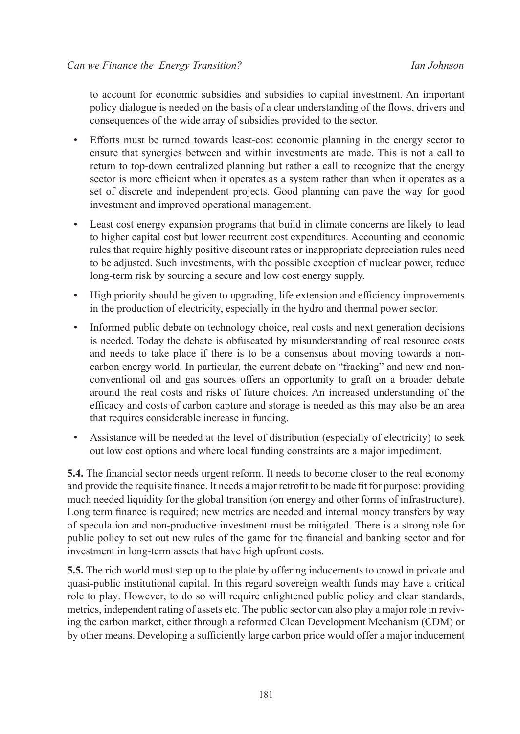to account for economic subsidies and subsidies to capital investment. An important policy dialogue is needed on the basis of a clear understanding of the flows, drivers and consequences of the wide array of subsidies provided to the sector.

- Efforts must be turned towards least-cost economic planning in the energy sector to ensure that synergies between and within investments are made. This is not a call to return to top-down centralized planning but rather a call to recognize that the energy sector is more efficient when it operates as a system rather than when it operates as a set of discrete and independent projects. Good planning can pave the way for good investment and improved operational management.
- Least cost energy expansion programs that build in climate concerns are likely to lead to higher capital cost but lower recurrent cost expenditures. Accounting and economic rules that require highly positive discount rates or inappropriate depreciation rules need to be adjusted. Such investments, with the possible exception of nuclear power, reduce long-term risk by sourcing a secure and low cost energy supply.
- High priority should be given to upgrading, life extension and efficiency improvements in the production of electricity, especially in the hydro and thermal power sector.
- Informed public debate on technology choice, real costs and next generation decisions is needed. Today the debate is obfuscated by misunderstanding of real resource costs and needs to take place if there is to be a consensus about moving towards a non-carbon energy world. In particular, the current debate on "fracking" and new and non-conventional oil and gas sources offers an opportunity to graft on a broader debate around the real costs and risks of future choices. An increased understanding of the efficacy and costs of carbon capture and storage is needed as this may also be an area that requires considerable increase in funding.
- Assistance will be needed at the level of distribution (especially of electricity) to seek out low cost options and where local funding constraints are a major impediment.

**5.4.** The financial sector needs urgent reform. It needs to become closer to the real economy and provide the requisite finance. It needs a major retrofit to be made fit for purpose: providing much needed liquidity for the global transition (on energy and other forms of infrastructure). Long term finance is required; new metrics are needed and internal money transfers by way of speculation and non-productive investment must be mitigated. There is a strong role for public policy to set out new rules of the game for the financial and banking sector and for investment in long-term assets that have high upfront costs.

**5.5.** The rich world must step up to the plate by offering inducements to crowd in private and quasi-public institutional capital. In this regard sovereign wealth funds may have a critical role to play. However, to do so will require enlightened public policy and clear standards, metrics, independent rating of assets etc. The public sector can also play a major role in reviving the carbon market, either through a reformed Clean Development Mechanism (CDM) or by other means. Developing a sufficiently large carbon price would offer a major inducement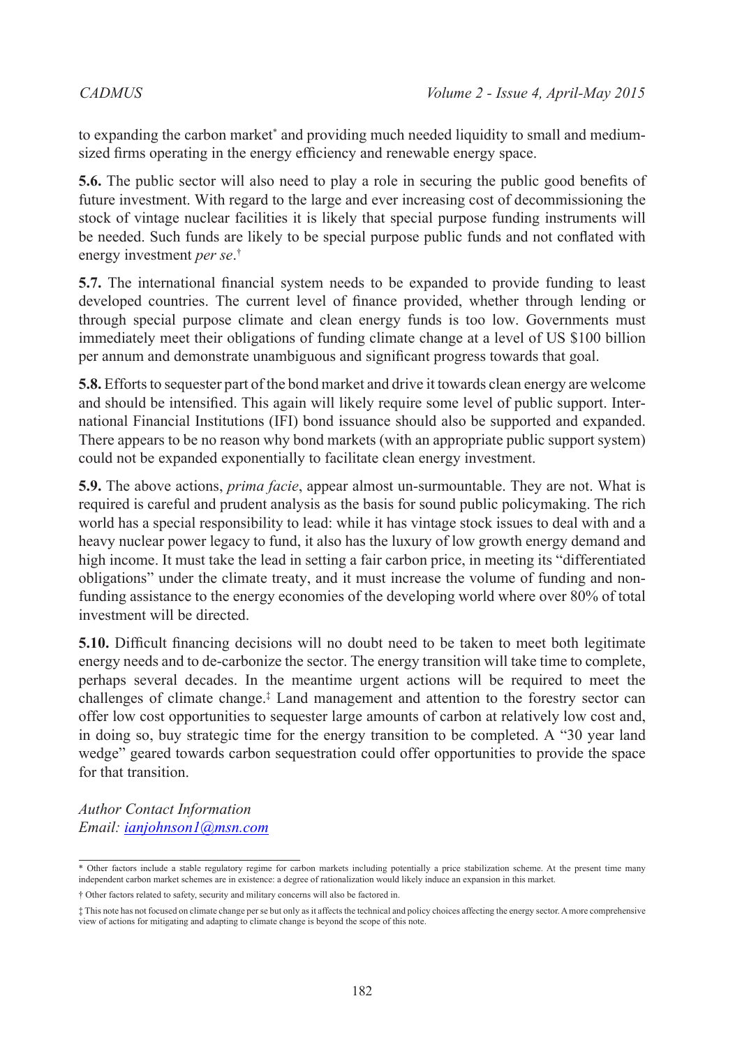to expanding the carbon market* and providing much needed liquidity to small and medium-sized firms operating in the energy efficiency and renewable energy space.

**5.6.** The public sector will also need to play a role in securing the public good benefits of future investment. With regard to the large and ever increasing cost of decommissioning the stock of vintage nuclear facilities it is likely that special purpose funding instruments will be needed. Such funds are likely to be special purpose public funds and not conflated with energy investment *per se*.†

**5.7.** The international financial system needs to be expanded to provide funding to least developed countries. The current level of finance provided, whether through lending or through special purpose climate and clean energy funds is too low. Governments must immediately meet their obligations of funding climate change at a level of US $100 billion per annum and demonstrate unambiguous and significant progress towards that goal.

**5.8.** Efforts to sequester part of the bond market and drive it towards clean energy are welcome and should be intensified. This again will likely require some level of public support. International Financial Institutions (IFI) bond issuance should also be supported and expanded. There appears to be no reason why bond markets (with an appropriate public support system) could not be expanded exponentially to facilitate clean energy investment.

**5.9.** The above actions, *prima facie*, appear almost un-surmountable. They are not. What is required is careful and prudent analysis as the basis for sound public policymaking. The rich world has a special responsibility to lead: while it has vintage stock issues to deal with and a heavy nuclear power legacy to fund, it also has the luxury of low growth energy demand and high income. It must take the lead in setting a fair carbon price, in meeting its "differentiated obligations" under the climate treaty, and it must increase the volume of funding and non-funding assistance to the energy economies of the developing world where over 80% of total investment will be directed.

**5.10.** Difficult financing decisions will no doubt need to be taken to meet both legitimate energy needs and to de-carbonize the sector. The energy transition will take time to complete, perhaps several decades. In the meantime urgent actions will be required to meet the challenges of climate change.‡ Land management and attention to the forestry sector can offer low cost opportunities to sequester large amounts of carbon at relatively low cost and, in doing so, buy strategic time for the energy transition to be completed. A "30 year land wedge" geared towards carbon sequestration could offer opportunities to provide the space for that transition.

*Author Contact Information*
*Email: ianjohnson1@msn.com*

---

* Other factors include a stable regulatory regime for carbon markets including potentially a price stabilization scheme. At the present time many independent carbon market schemes are in existence: a degree of rationalization would likely induce an expansion in this market.

† Other factors related to safety, security and military concerns will also be factored in.

‡ This note has not focused on climate change per se but only as it affects the technical and policy choices affecting the energy sector. A more comprehensive view of actions for mitigating and adapting to climate change is beyond the scope of this note.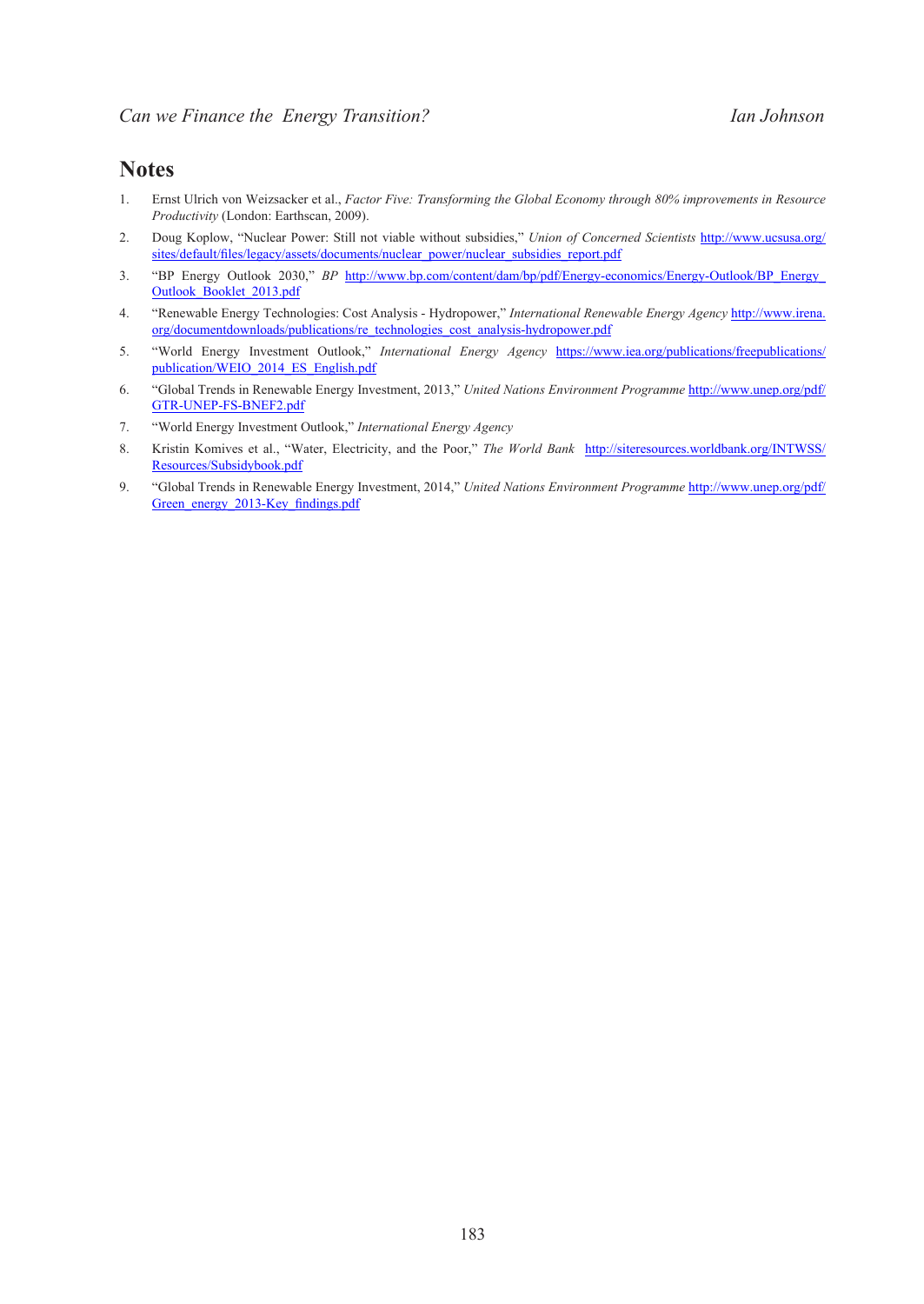## Notes

1. Ernst Ulrich von Weizsacker et al., *Factor Five: Transforming the Global Economy through 80% improvements in Resource Productivity* (London: Earthscan, 2009).
2. Doug Koplow, "Nuclear Power: Still not viable without subsidies," *Union of Concerned Scientists* http://www.ucsusa.org/sites/default/files/legacy/assets/documents/nuclear_power/nuclear_subsidies_report.pdf
3. "BP Energy Outlook 2030," *BP* http://www.bp.com/content/dam/bp/pdf/Energy-economics/Energy-Outlook/BP_Energy_Outlook_Booklet_2013.pdf
4. "Renewable Energy Technologies: Cost Analysis - Hydropower," *International Renewable Energy Agency* http://www.irena.org/documentdownloads/publications/re_technologies_cost_analysis-hydropower.pdf
5. "World Energy Investment Outlook," *International Energy Agency* https://www.iea.org/publications/freepublications/publication/WEIO_2014_ES_English.pdf
6. "Global Trends in Renewable Energy Investment, 2013," *United Nations Environment Programme* http://www.unep.org/pdf/GTR-UNEP-FS-BNEF2.pdf
7. "World Energy Investment Outlook," *International Energy Agency*
8. Kristin Komives et al., "Water, Electricity, and the Poor," *The World Bank* http://siteresources.worldbank.org/INTWSS/Resources/Subsidybook.pdf
9. "Global Trends in Renewable Energy Investment, 2014," *United Nations Environment Programme* http://www.unep.org/pdf/Green_energy_2013-Key_findings.pdf